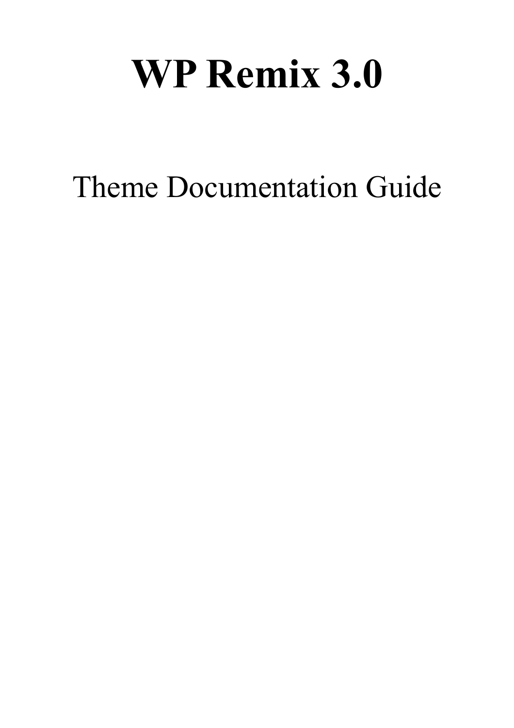# WP Remix 3.0

Theme Documentation Guide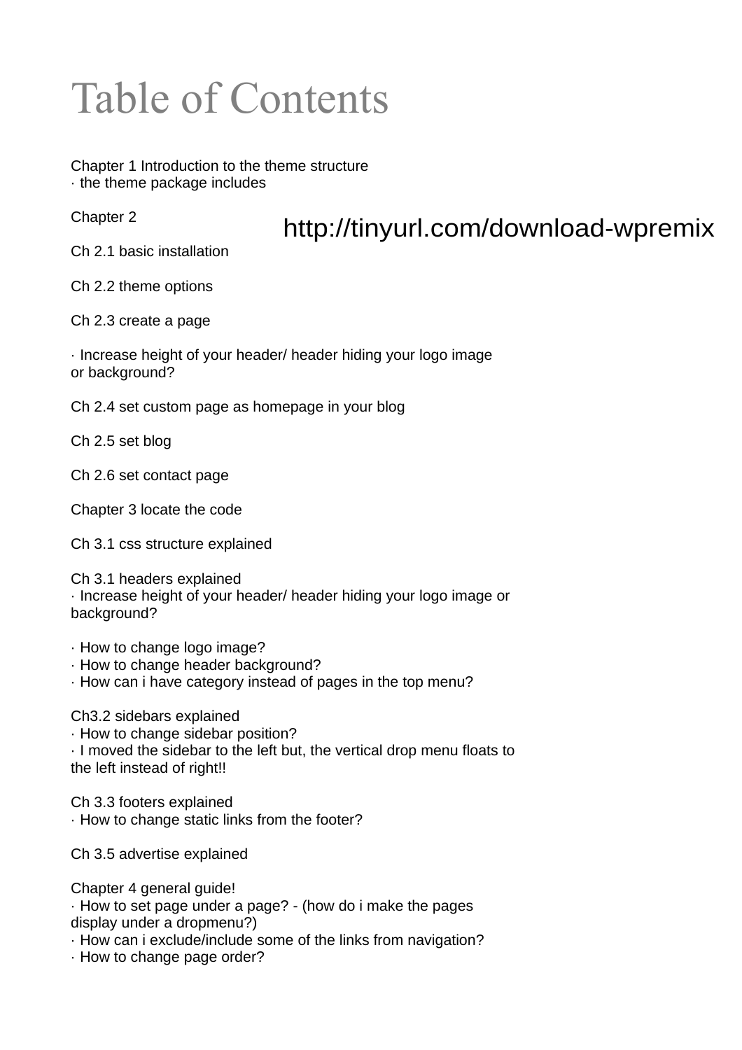# Table of Contents

Chapter 1 Introduction to the theme structure
· the theme package includes

Chapter 2

http://tinyurl.com/download-wpremix

Ch 2.1 basic installation

Ch 2.2 theme options

Ch 2.3 create a page

· Increase height of your header/ header hiding your logo image or background?

Ch 2.4 set custom page as homepage in your blog

Ch 2.5 set blog

Ch 2.6 set contact page

Chapter 3 locate the code

Ch 3.1 css structure explained

Ch 3.1 headers explained
· Increase height of your header/ header hiding your logo image or background?

· How to change logo image?
· How to change header background?
· How can i have category instead of pages in the top menu?

Ch3.2 sidebars explained
· How to change sidebar position?
· I moved the sidebar to the left but, the vertical drop menu floats to the left instead of right!!

Ch 3.3 footers explained
· How to change static links from the footer?

Ch 3.5 advertise explained

Chapter 4 general guide!
· How to set page under a page? - (how do i make the pages display under a dropmenu?)
· How can i exclude/include some of the links from navigation?
· How to change page order?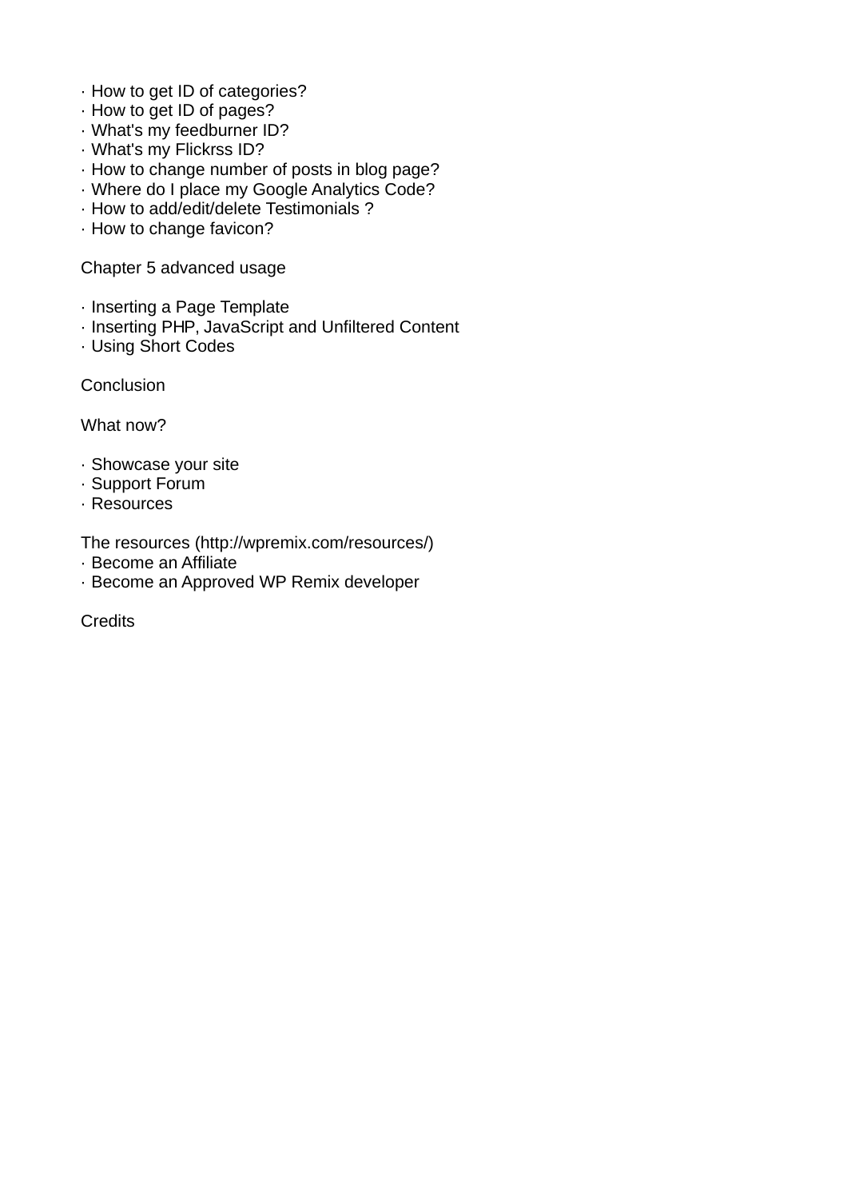· How to get ID of categories?
· How to get ID of pages?
· What's my feedburner ID?
· What's my Flickrss ID?
· How to change number of posts in blog page?
· Where do I place my Google Analytics Code?
· How to add/edit/delete Testimonials ?
· How to change favicon?

Chapter 5 advanced usage

· Inserting a Page Template
· Inserting PHP, JavaScript and Unfiltered Content
· Using Short Codes

Conclusion

What now?

· Showcase your site
· Support Forum
· Resources

The resources (http://wpremix.com/resources/)
· Become an Affiliate
· Become an Approved WP Remix developer

Credits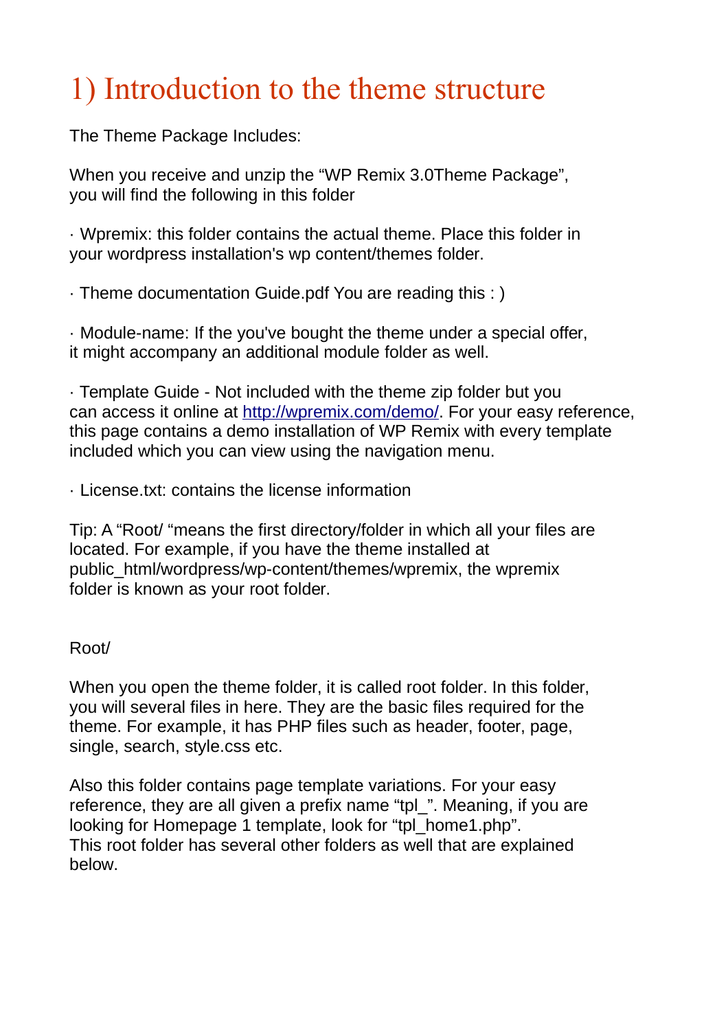# 1) Introduction to the theme structure

The Theme Package Includes:

When you receive and unzip the “WP Remix 3.0Theme Package”, you will find the following in this folder

· Wpremix: this folder contains the actual theme. Place this folder in your wordpress installation's wp content/themes folder.

· Theme documentation Guide.pdf You are reading this : )

· Module-name: If the you've bought the theme under a special offer, it might accompany an additional module folder as well.

· Template Guide - Not included with the theme zip folder but you can access it online at [http://wpremix.com/demo/](http://wpremix.com/demo/). For your easy reference, this page contains a demo installation of WP Remix with every template included which you can view using the navigation menu.

· License.txt: contains the license information

Tip: A “Root/ “means the first directory/folder in which all your files are located. For example, if you have the theme installed at public_html/wordpress/wp-content/themes/wpremix, the wpremix folder is known as your root folder.

Root/

When you open the theme folder, it is called root folder. In this folder, you will several files in here. They are the basic files required for the theme. For example, it has PHP files such as header, footer, page, single, search, style.css etc.

Also this folder contains page template variations. For your easy reference, they are all given a prefix name “tpl_”. Meaning, if you are looking for Homepage 1 template, look for “tpl_home1.php”.
This root folder has several other folders as well that are explained below.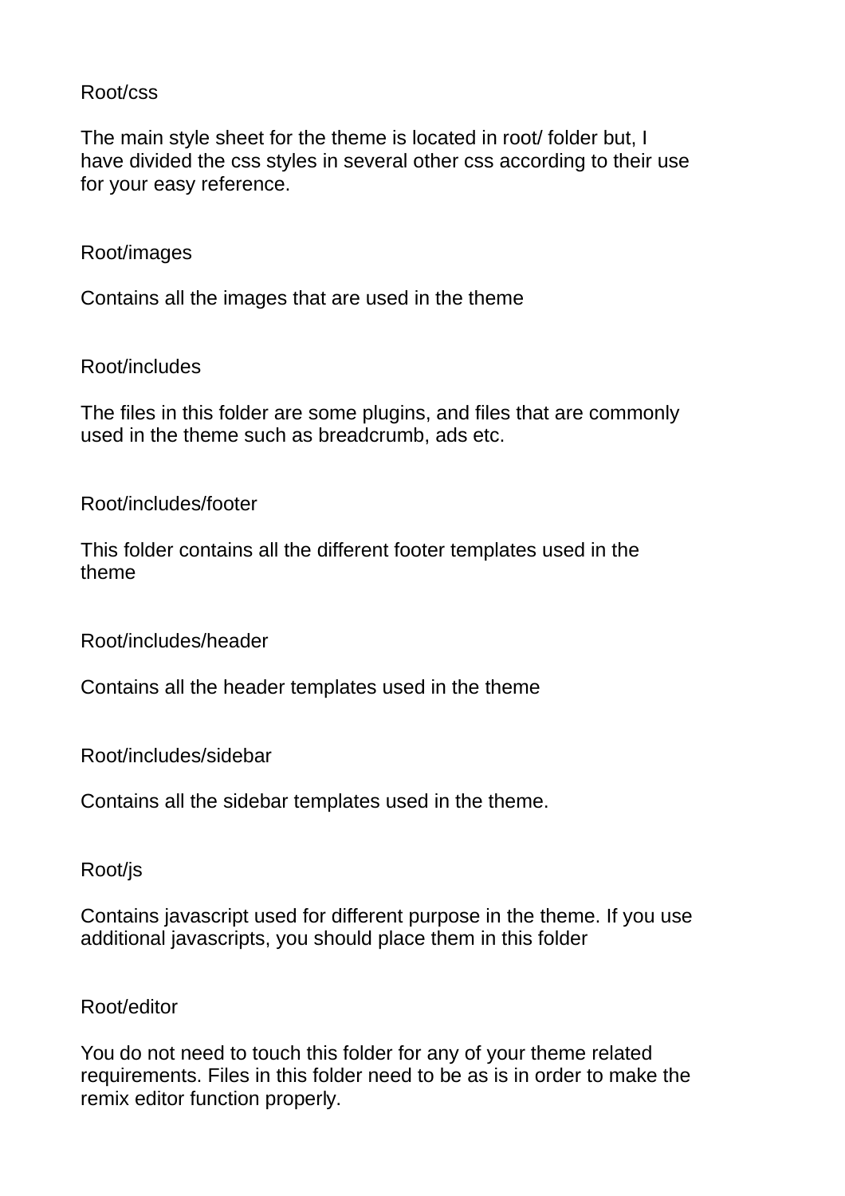Root/css

The main style sheet for the theme is located in root/ folder but, I have divided the css styles in several other css according to their use for your easy reference.

Root/images

Contains all the images that are used in the theme

Root/includes

The files in this folder are some plugins, and files that are commonly used in the theme such as breadcrumb, ads etc.

Root/includes/footer

This folder contains all the different footer templates used in the theme

Root/includes/header

Contains all the header templates used in the theme

Root/includes/sidebar

Contains all the sidebar templates used in the theme.

Root/js

Contains javascript used for different purpose in the theme. If you use additional javascripts, you should place them in this folder

Root/editor

You do not need to touch this folder for any of your theme related requirements. Files in this folder need to be as is in order to make the remix editor function properly.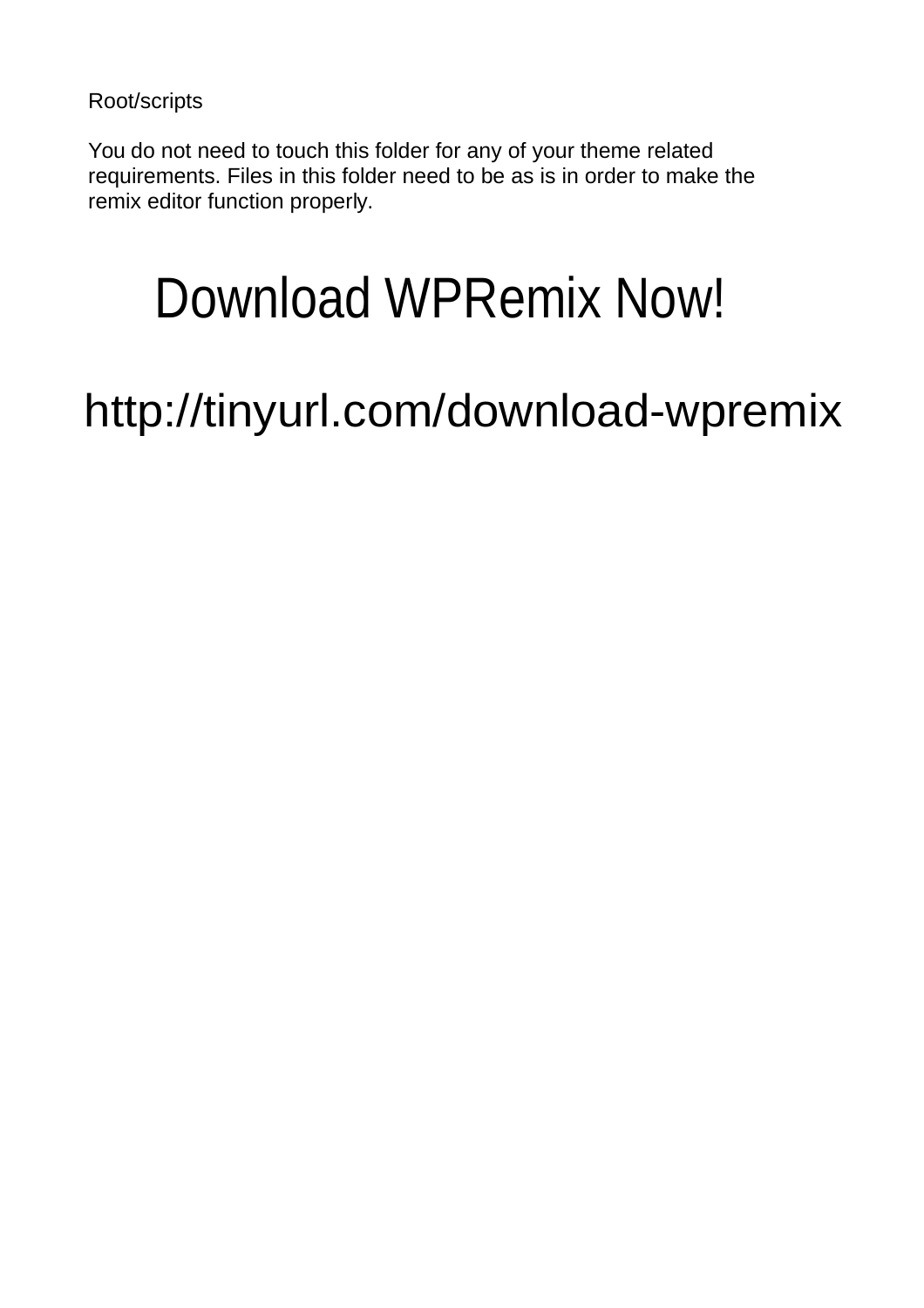Root/scripts

You do not need to touch this folder for any of your theme related requirements. Files in this folder need to be as is in order to make the remix editor function properly.

# Download WPRemix Now!

## http://tinyurl.com/download-wpremix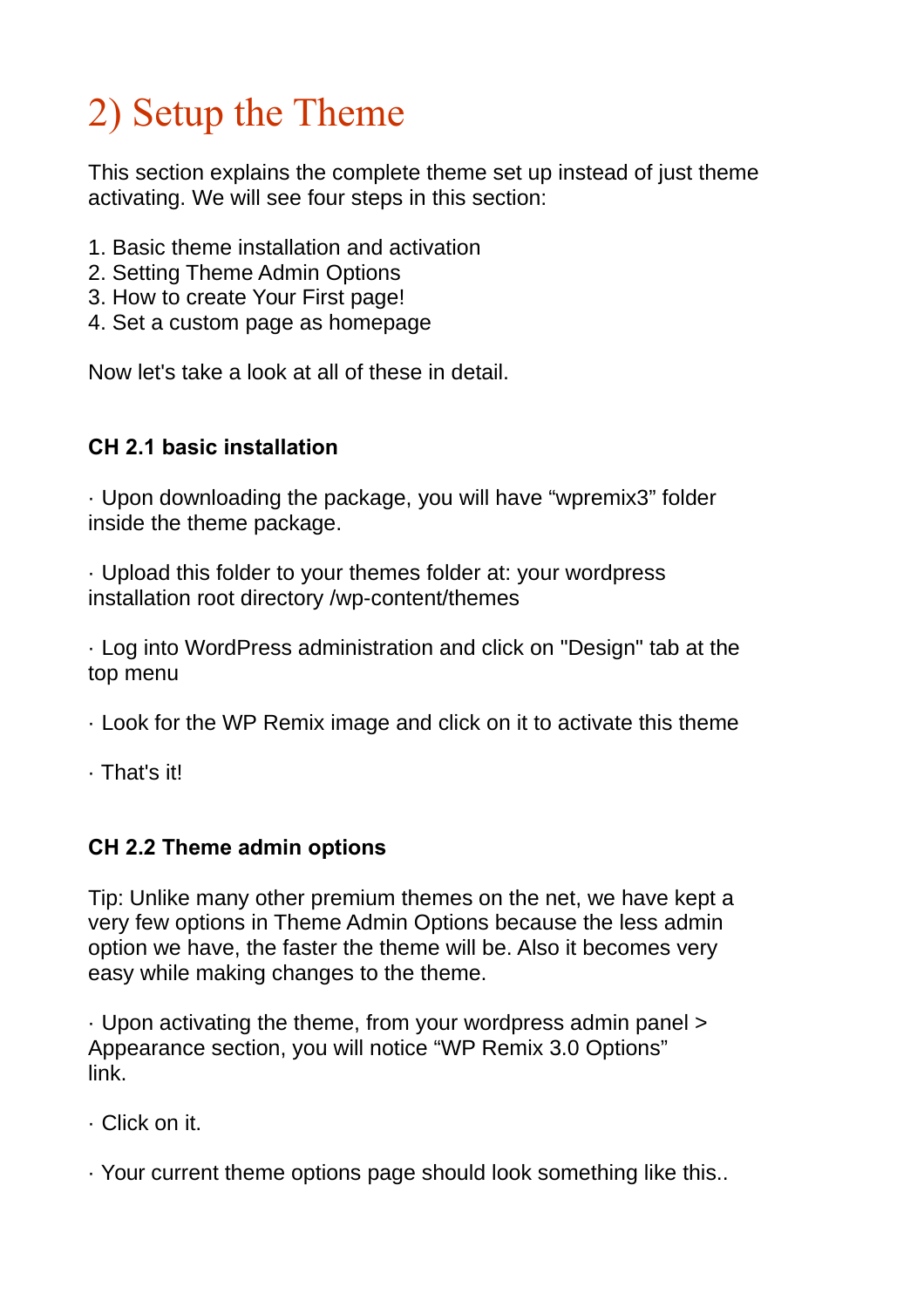# 2) Setup the Theme

This section explains the complete theme set up instead of just theme activating. We will see four steps in this section:

1. Basic theme installation and activation
2. Setting Theme Admin Options
3. How to create Your First page!
4. Set a custom page as homepage

Now let's take a look at all of these in detail.

### CH 2.1 basic installation

· Upon downloading the package, you will have “wpremix3” folder inside the theme package.

· Upload this folder to your themes folder at: your wordpress installation root directory /wp-content/themes

· Log into WordPress administration and click on "Design" tab at the top menu

· Look for the WP Remix image and click on it to activate this theme

· That's it!

### CH 2.2 Theme admin options

Tip: Unlike many other premium themes on the net, we have kept a very few options in Theme Admin Options because the less admin option we have, the faster the theme will be. Also it becomes very easy while making changes to the theme.

· Upon activating the theme, from your wordpress admin panel > Appearance section, you will notice “WP Remix 3.0 Options” link.

· Click on it.

· Your current theme options page should look something like this..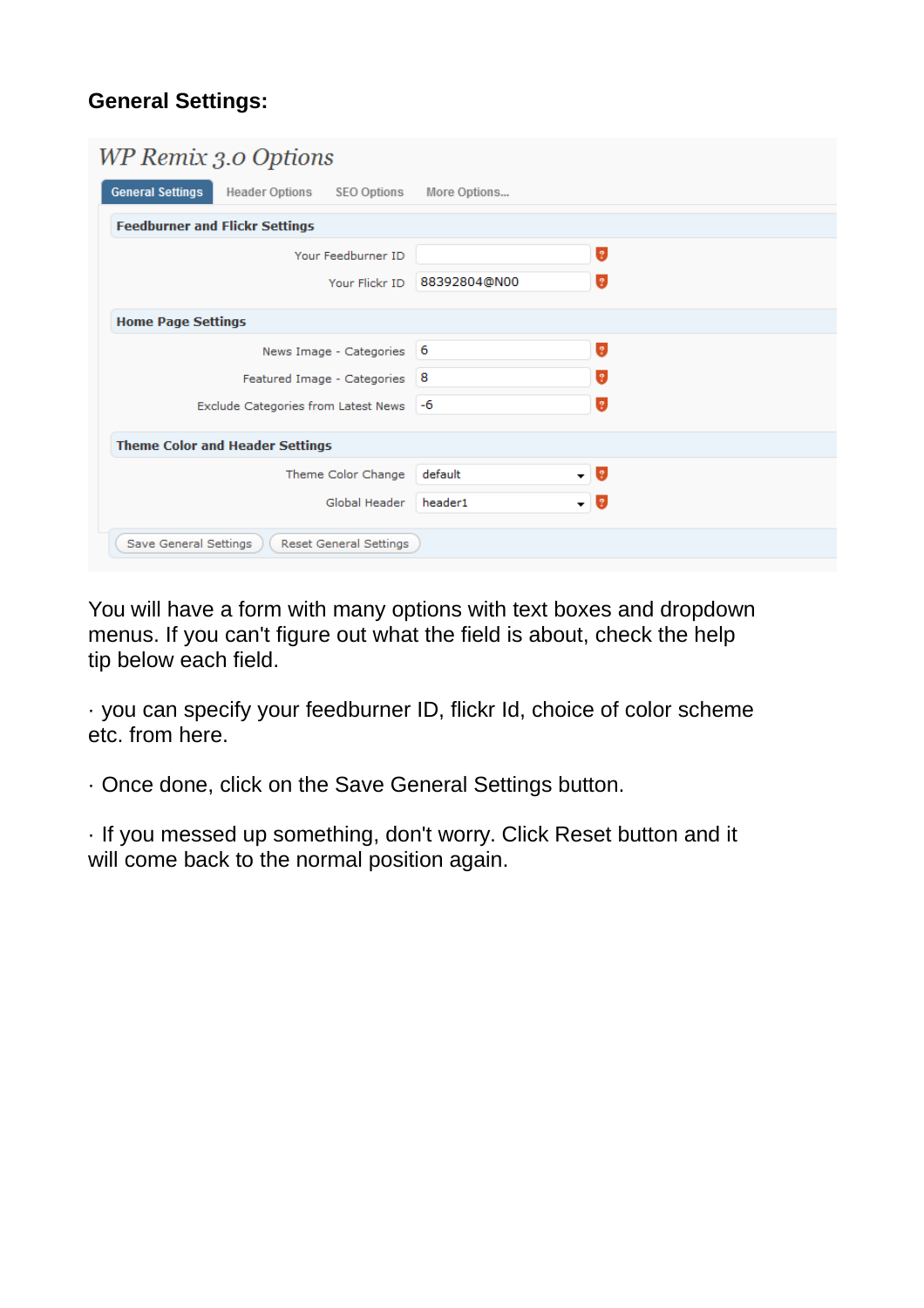**General Settings:**

You will have a form with many options with text boxes and dropdown menus. If you can't figure out what the field is about, check the help tip below each field.

· you can specify your feedburner ID, flickr Id, choice of color scheme etc. from here.

· Once done, click on the Save General Settings button.

· If you messed up something, don't worry. Click Reset button and it will come back to the normal position again.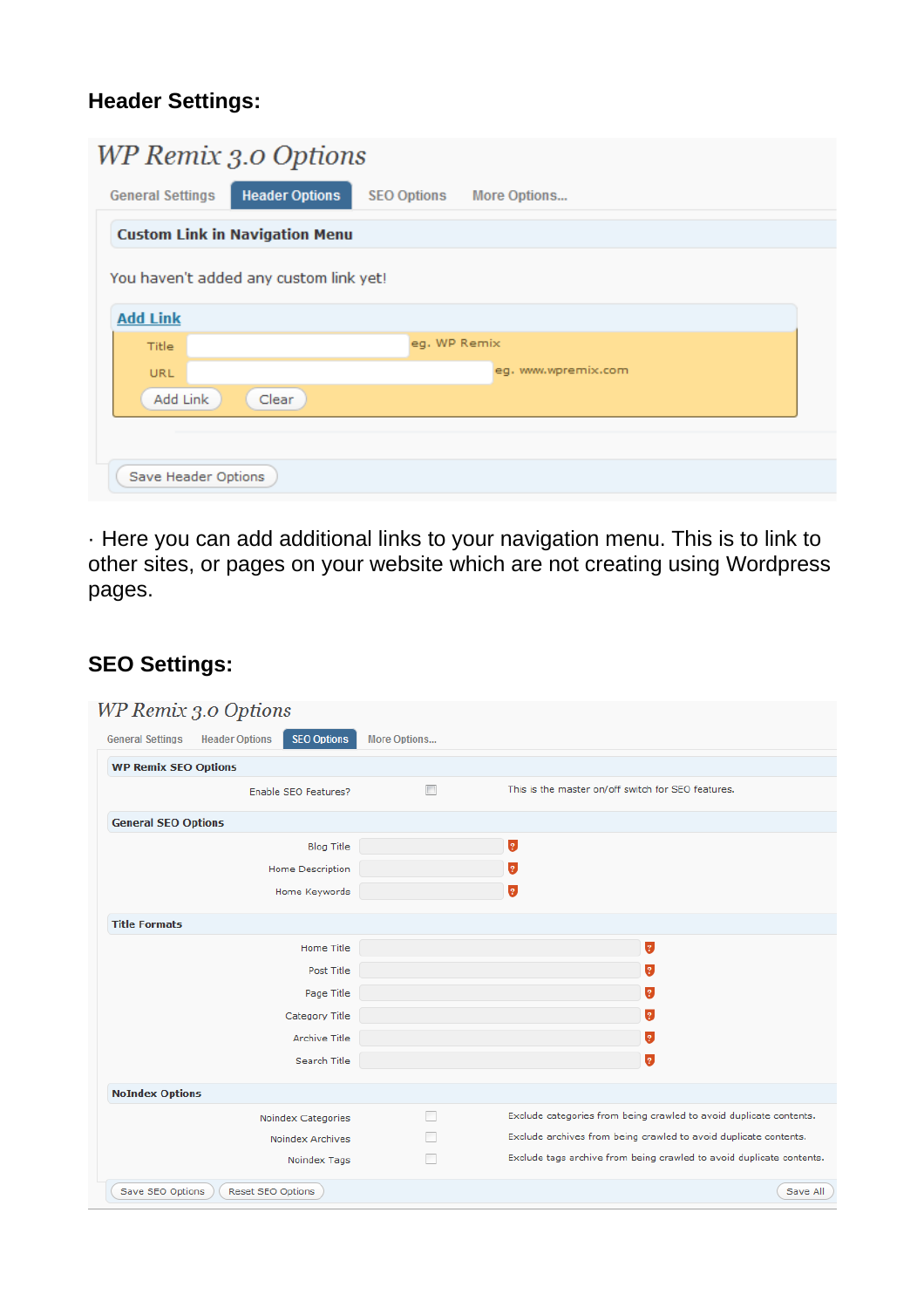### Header Settings:

WP Remix 3.0 Options

General Settings | Header Options | SEO Options | More Options...

**Custom Link in Navigation Menu**

You haven't added any custom link yet!

**Add Link**

Title — eg. WP Remix

URL — eg. www.wpremix.com

Add Link | Clear

Save Header Options

· Here you can add additional links to your navigation menu. This is to link to other sites, or pages on your website which are not creating using Wordpress pages.

### SEO Settings:

WP Remix 3.0 Options

General Settings | Header Options | SEO Options | More Options...

**WP Remix SEO Options**

Enable SEO Features? — This is the master on/off switch for SEO features.

**General SEO Options**

Blog Title

Home Description

Home Keywords

**Title Formats**

Home Title

Post Title

Page Title

Category Title

Archive Title

Search Title

**NoIndex Options**

Noindex Categories — Exclude categories from being crawled to avoid duplicate contents.

Noindex Archives — Exclude archives from being crawled to avoid duplicate contents.

Noindex Tags — Exclude tags archive from being crawled to avoid duplicate contents.

Save SEO Options | Reset SEO Options | Save All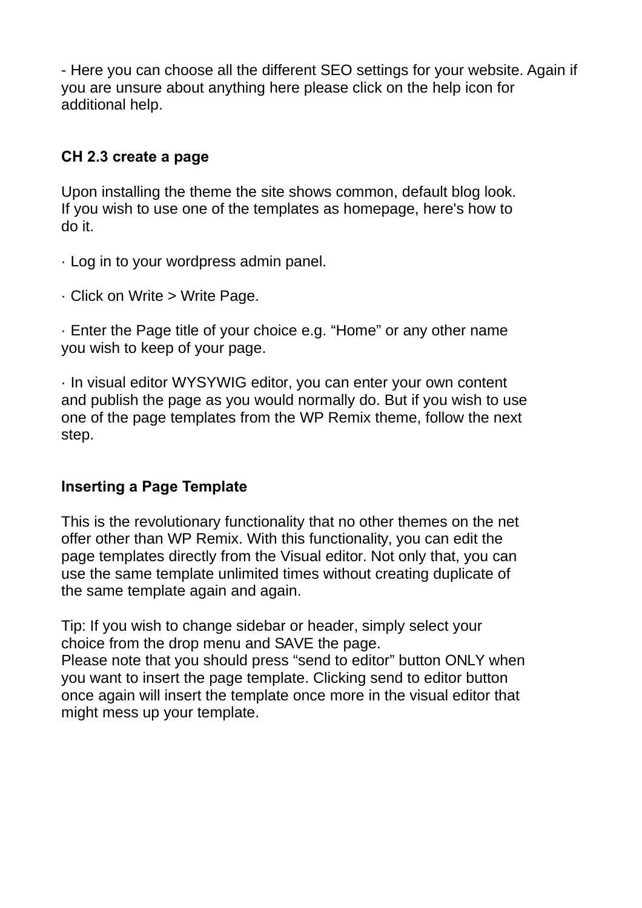- Here you can choose all the different SEO settings for your website. Again if you are unsure about anything here please click on the help icon for additional help.

## CH 2.3 create a page

Upon installing the theme the site shows common, default blog look. If you wish to use one of the templates as homepage, here's how to do it.

· Log in to your wordpress admin panel.

· Click on Write > Write Page.

· Enter the Page title of your choice e.g. “Home” or any other name you wish to keep of your page.

· In visual editor WYSYWIG editor, you can enter your own content and publish the page as you would normally do. But if you wish to use one of the page templates from the WP Remix theme, follow the next step.

## Inserting a Page Template

This is the revolutionary functionality that no other themes on the net offer other than WP Remix. With this functionality, you can edit the page templates directly from the Visual editor. Not only that, you can use the same template unlimited times without creating duplicate of the same template again and again.

Tip: If you wish to change sidebar or header, simply select your choice from the drop menu and SAVE the page.
Please note that you should press “send to editor” button ONLY when you want to insert the page template. Clicking send to editor button once again will insert the template once more in the visual editor that might mess up your template.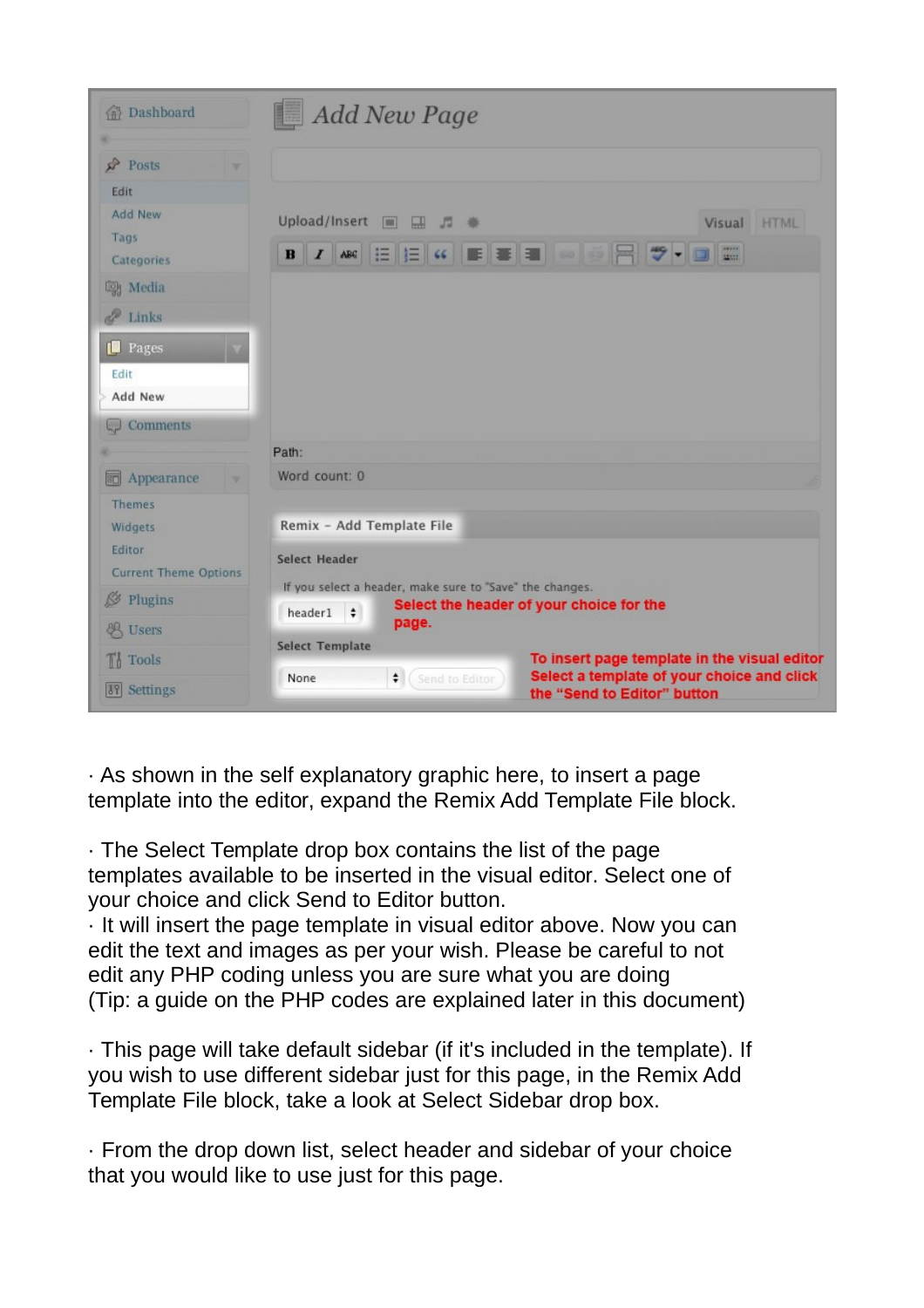· As shown in the self explanatory graphic here, to insert a page template into the editor, expand the Remix Add Template File block.

· The Select Template drop box contains the list of the page templates available to be inserted in the visual editor. Select one of your choice and click Send to Editor button.

· It will insert the page template in visual editor above. Now you can edit the text and images as per your wish. Please be careful to not edit any PHP coding unless you are sure what you are doing (Tip: a guide on the PHP codes are explained later in this document)

· This page will take default sidebar (if it's included in the template). If you wish to use different sidebar just for this page, in the Remix Add Template File block, take a look at Select Sidebar drop box.

· From the drop down list, select header and sidebar of your choice that you would like to use just for this page.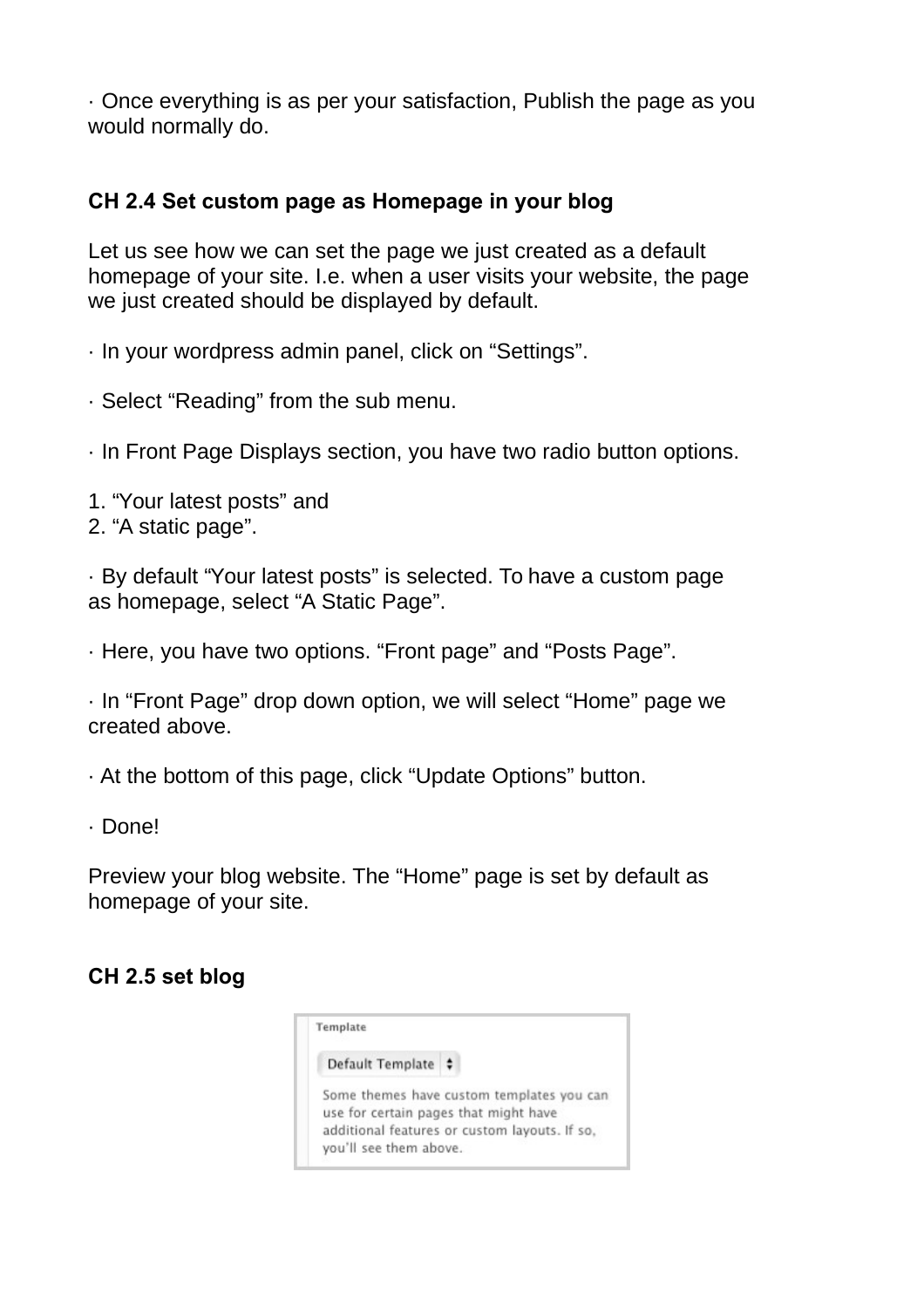· Once everything is as per your satisfaction, Publish the page as you would normally do.

### CH 2.4 Set custom page as Homepage in your blog

Let us see how we can set the page we just created as a default homepage of your site. I.e. when a user visits your website, the page we just created should be displayed by default.

· In your wordpress admin panel, click on “Settings”.

· Select “Reading” from the sub menu.

· In Front Page Displays section, you have two radio button options.

1. “Your latest posts” and
2. “A static page”.

· By default “Your latest posts” is selected. To have a custom page as homepage, select “A Static Page”.

· Here, you have two options. “Front page” and “Posts Page”.

· In “Front Page” drop down option, we will select “Home” page we created above.

· At the bottom of this page, click “Update Options” button.

· Done!

Preview your blog website. The “Home” page is set by default as homepage of your site.

### CH 2.5 set blog

Template

Default Template

Some themes have custom templates you can use for certain pages that might have additional features or custom layouts. If so, you'll see them above.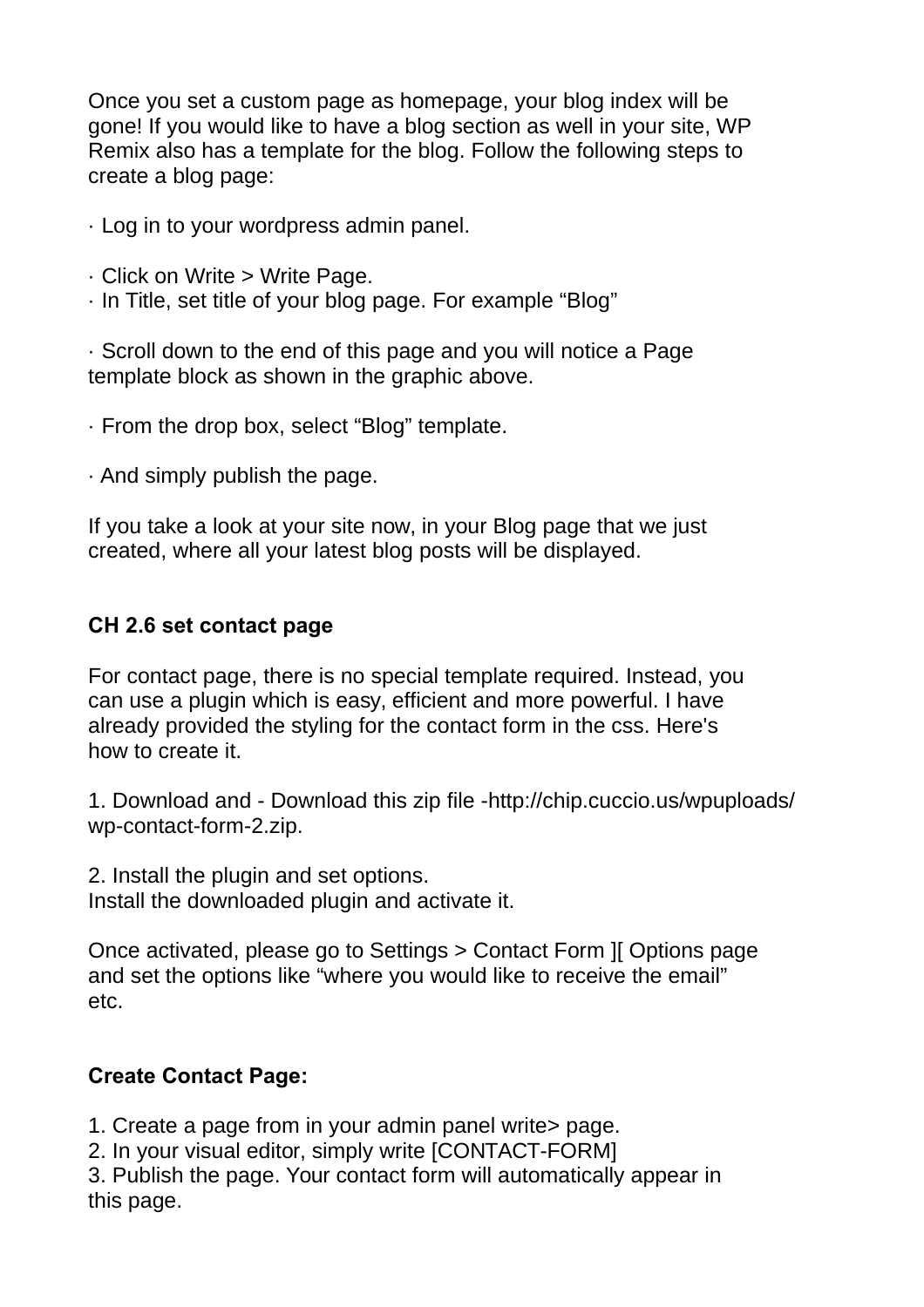Once you set a custom page as homepage, your blog index will be gone! If you would like to have a blog section as well in your site, WP Remix also has a template for the blog. Follow the following steps to create a blog page:

· Log in to your wordpress admin panel.

· Click on Write > Write Page.
· In Title, set title of your blog page. For example “Blog”

· Scroll down to the end of this page and you will notice a Page template block as shown in the graphic above.

· From the drop box, select “Blog” template.

· And simply publish the page.

If you take a look at your site now, in your Blog page that we just created, where all your latest blog posts will be displayed.

### CH 2.6 set contact page

For contact page, there is no special template required. Instead, you can use a plugin which is easy, efficient and more powerful. I have already provided the styling for the contact form in the css. Here's how to create it.

1. Download and - Download this zip file -http://chip.cuccio.us/wpuploads/wp-contact-form-2.zip.

2. Install the plugin and set options.
Install the downloaded plugin and activate it.

Once activated, please go to Settings > Contact Form ][ Options page and set the options like “where you would like to receive the email” etc.

### Create Contact Page:

1. Create a page from in your admin panel write> page.
2. In your visual editor, simply write [CONTACT-FORM]
3. Publish the page. Your contact form will automatically appear in this page.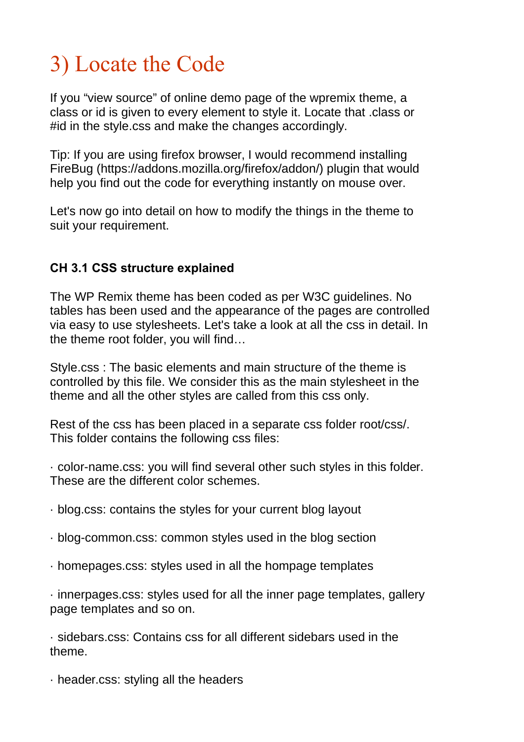# 3) Locate the Code

If you “view source” of online demo page of the wpremix theme, a class or id is given to every element to style it. Locate that .class or #id in the style.css and make the changes accordingly.

Tip: If you are using firefox browser, I would recommend installing FireBug (https://addons.mozilla.org/firefox/addon/) plugin that would help you find out the code for everything instantly on mouse over.

Let's now go into detail on how to modify the things in the theme to suit your requirement.

### CH 3.1 CSS structure explained

The WP Remix theme has been coded as per W3C guidelines. No tables has been used and the appearance of the pages are controlled via easy to use stylesheets. Let's take a look at all the css in detail. In the theme root folder, you will find…

Style.css : The basic elements and main structure of the theme is controlled by this file. We consider this as the main stylesheet in the theme and all the other styles are called from this css only.

Rest of the css has been placed in a separate css folder root/css/. This folder contains the following css files:

· color-name.css: you will find several other such styles in this folder. These are the different color schemes.

· blog.css: contains the styles for your current blog layout

· blog-common.css: common styles used in the blog section

· homepages.css: styles used in all the hompage templates

· innerpages.css: styles used for all the inner page templates, gallery page templates and so on.

· sidebars.css: Contains css for all different sidebars used in the theme.

· header.css: styling all the headers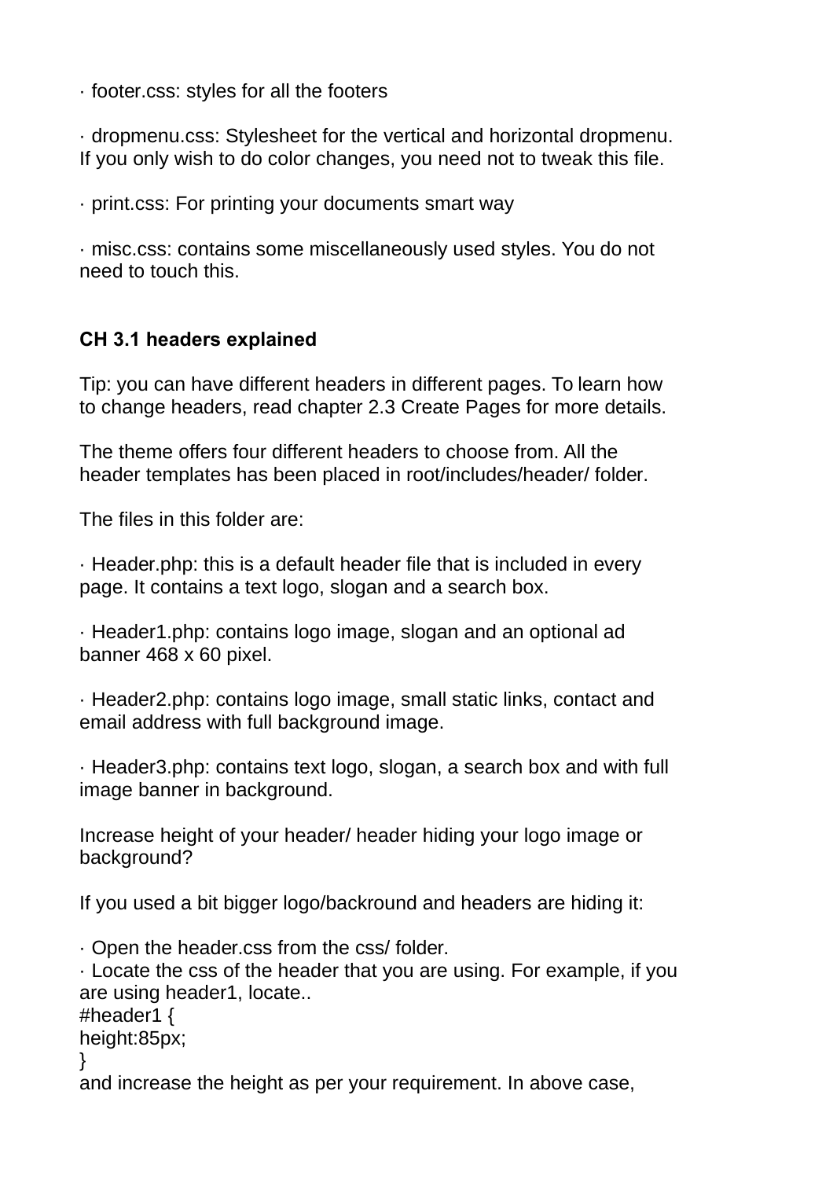· footer.css: styles for all the footers

· dropmenu.css: Stylesheet for the vertical and horizontal dropmenu. If you only wish to do color changes, you need not to tweak this file.

· print.css: For printing your documents smart way

· misc.css: contains some miscellaneously used styles. You do not need to touch this.

### CH 3.1 headers explained

Tip: you can have different headers in different pages. To learn how to change headers, read chapter 2.3 Create Pages for more details.

The theme offers four different headers to choose from. All the header templates has been placed in root/includes/header/ folder.

The files in this folder are:

· Header.php: this is a default header file that is included in every page. It contains a text logo, slogan and a search box.

· Header1.php: contains logo image, slogan and an optional ad banner 468 x 60 pixel.

· Header2.php: contains logo image, small static links, contact and email address with full background image.

· Header3.php: contains text logo, slogan, a search box and with full image banner in background.

Increase height of your header/ header hiding your logo image or background?

If you used a bit bigger logo/backround and headers are hiding it:

· Open the header.css from the css/ folder.
· Locate the css of the header that you are using. For example, if you are using header1, locate..

```
#header1 {
height:85px;
}
```

and increase the height as per your requirement. In above case,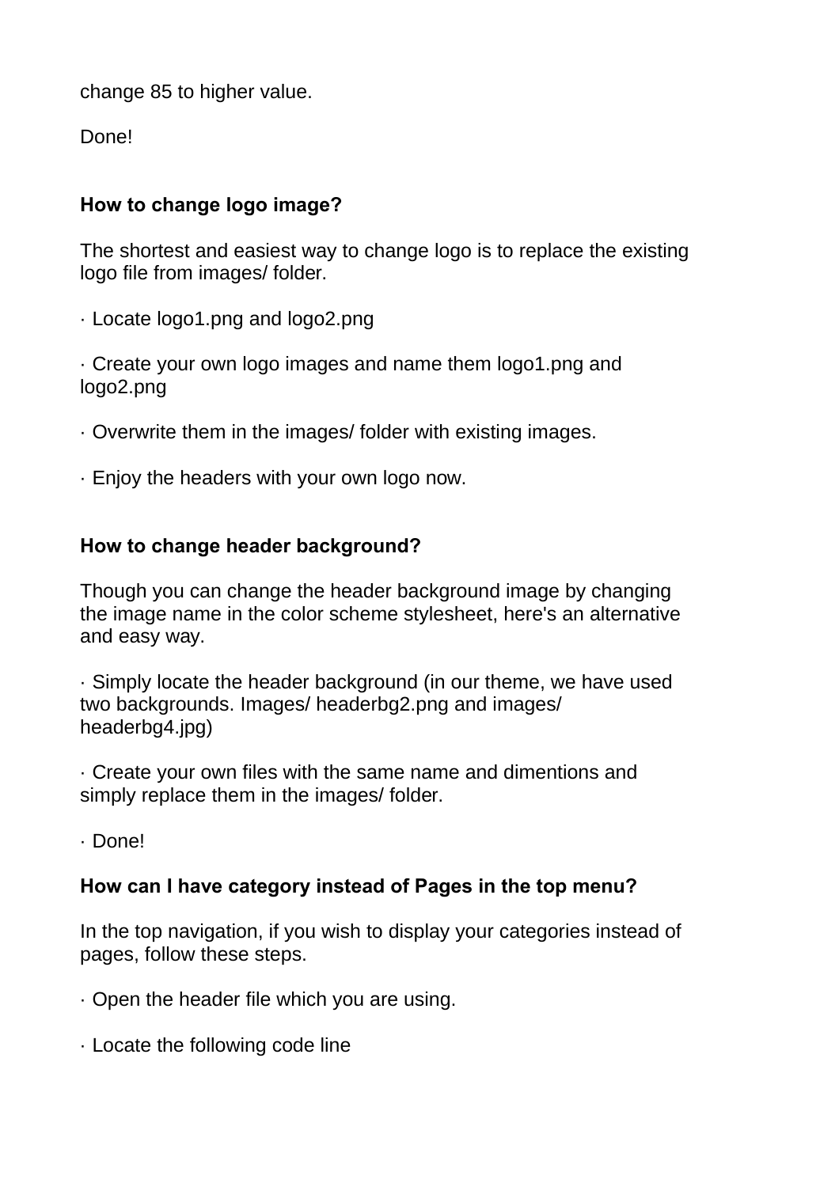change 85 to higher value.

Done!

### How to change logo image?

The shortest and easiest way to change logo is to replace the existing logo file from images/ folder.

· Locate logo1.png and logo2.png

· Create your own logo images and name them logo1.png and logo2.png

· Overwrite them in the images/ folder with existing images.

· Enjoy the headers with your own logo now.

### How to change header background?

Though you can change the header background image by changing the image name in the color scheme stylesheet, here's an alternative and easy way.

· Simply locate the header background (in our theme, we have used two backgrounds. Images/ headerbg2.png and images/ headerbg4.jpg)

· Create your own files with the same name and dimentions and simply replace them in the images/ folder.

· Done!

### How can I have category instead of Pages in the top menu?

In the top navigation, if you wish to display your categories instead of pages, follow these steps.

· Open the header file which you are using.

· Locate the following code line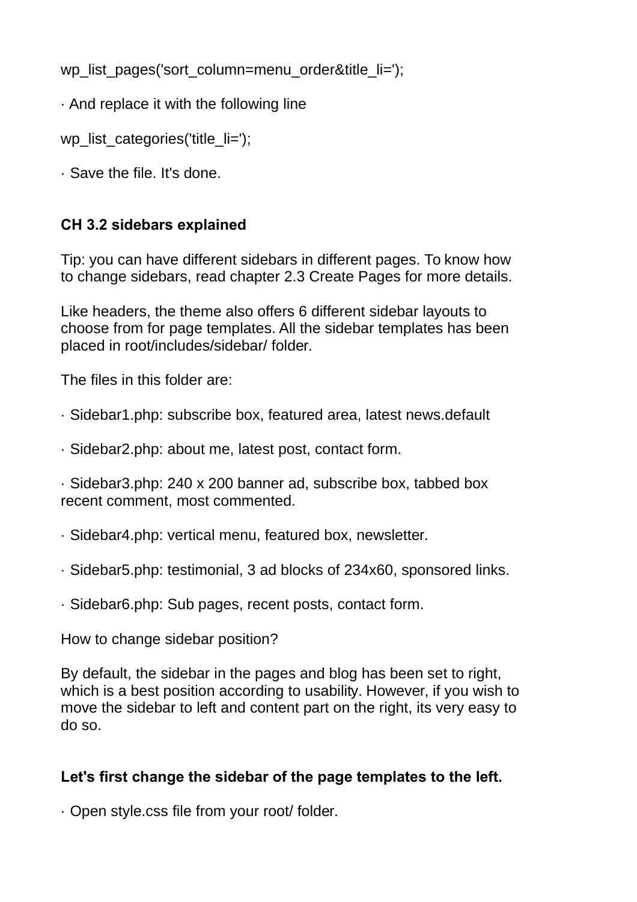```
wp_list_pages('sort_column=menu_order&title_li=');
```

· And replace it with the following line

```
wp_list_categories('title_li=');
```

· Save the file. It's done.

### CH 3.2 sidebars explained

Tip: you can have different sidebars in different pages. To know how to change sidebars, read chapter 2.3 Create Pages for more details.

Like headers, the theme also offers 6 different sidebar layouts to choose from for page templates. All the sidebar templates has been placed in root/includes/sidebar/ folder.

The files in this folder are:

· Sidebar1.php: subscribe box, featured area, latest news.default

· Sidebar2.php: about me, latest post, contact form.

· Sidebar3.php: 240 x 200 banner ad, subscribe box, tabbed box recent comment, most commented.

· Sidebar4.php: vertical menu, featured box, newsletter.

· Sidebar5.php: testimonial, 3 ad blocks of 234x60, sponsored links.

· Sidebar6.php: Sub pages, recent posts, contact form.

How to change sidebar position?

By default, the sidebar in the pages and blog has been set to right, which is a best position according to usability. However, if you wish to move the sidebar to left and content part on the right, its very easy to do so.

**Let's first change the sidebar of the page templates to the left.**

· Open style.css file from your root/ folder.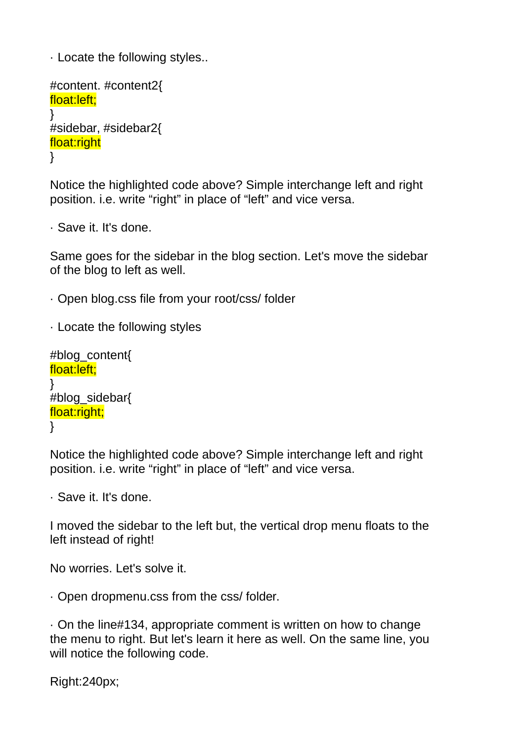· Locate the following styles..

```
#content. #content2{
float:left;
}
#sidebar, #sidebar2{
float:right
}
```

Notice the highlighted code above? Simple interchange left and right position. i.e. write “right” in place of “left” and vice versa.

· Save it. It's done.

Same goes for the sidebar in the blog section. Let's move the sidebar of the blog to left as well.

· Open blog.css file from your root/css/ folder

· Locate the following styles

```
#blog_content{
float:left;
}
#blog_sidebar{
float:right;
}
```

Notice the highlighted code above? Simple interchange left and right position. i.e. write “right” in place of “left” and vice versa.

· Save it. It's done.

I moved the sidebar to the left but, the vertical drop menu floats to the left instead of right!

No worries. Let's solve it.

· Open dropmenu.css from the css/ folder.

· On the line#134, appropriate comment is written on how to change the menu to right. But let's learn it here as well. On the same line, you will notice the following code.

```
Right:240px;
```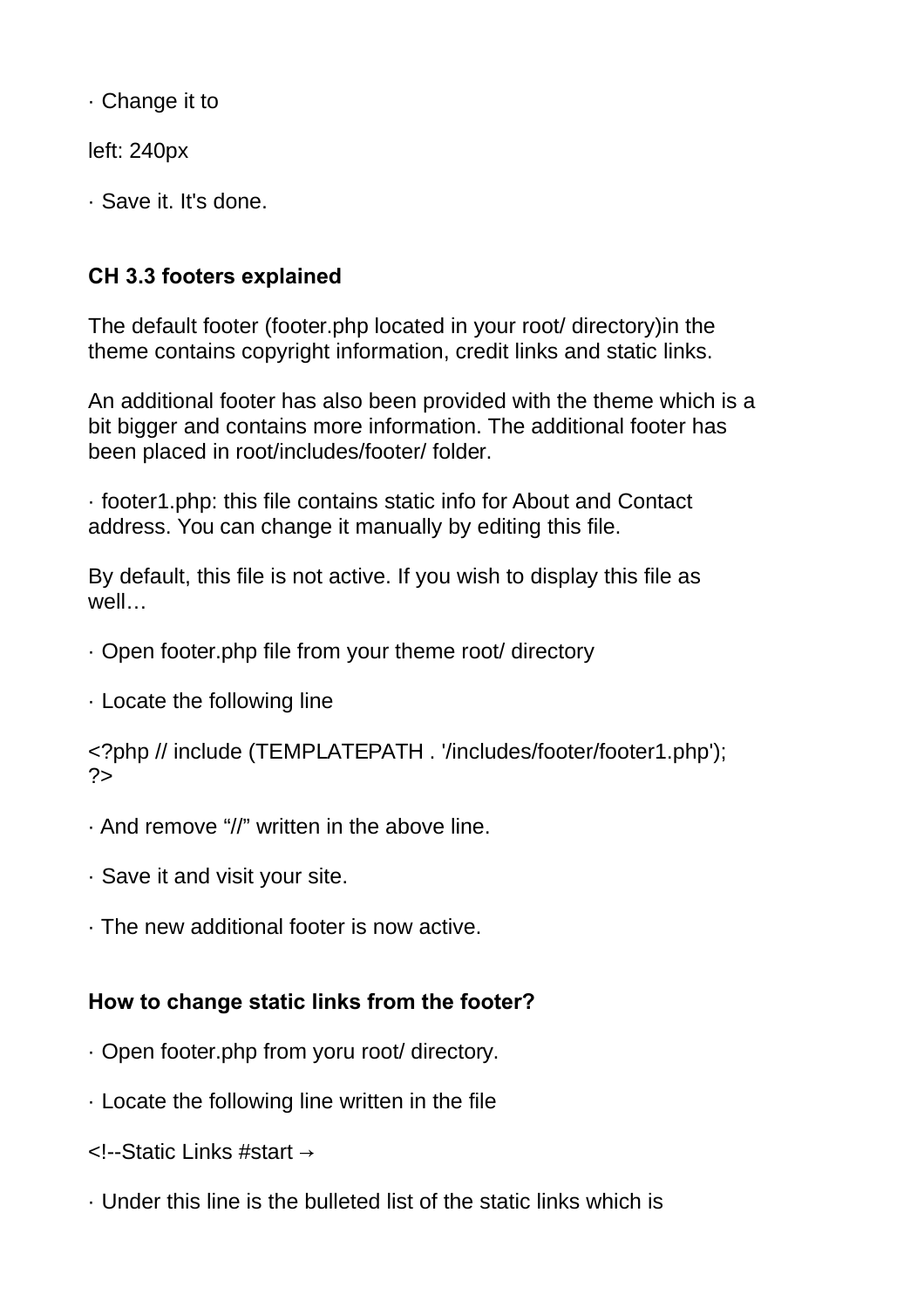· Change it to

left: 240px

· Save it. It's done.

### CH 3.3 footers explained

The default footer (footer.php located in your root/ directory)in the theme contains copyright information, credit links and static links.

An additional footer has also been provided with the theme which is a bit bigger and contains more information. The additional footer has been placed in root/includes/footer/ folder.

· footer1.php: this file contains static info for About and Contact address. You can change it manually by editing this file.

By default, this file is not active. If you wish to display this file as well…

· Open footer.php file from your theme root/ directory

· Locate the following line

<?php // include (TEMPLATEPATH . '/includes/footer/footer1.php'); ?>

· And remove “//” written in the above line.

· Save it and visit your site.

· The new additional footer is now active.

### How to change static links from the footer?

· Open footer.php from yoru root/ directory.

· Locate the following line written in the file

<!--Static Links #start→

· Under this line is the bulleted list of the static links which is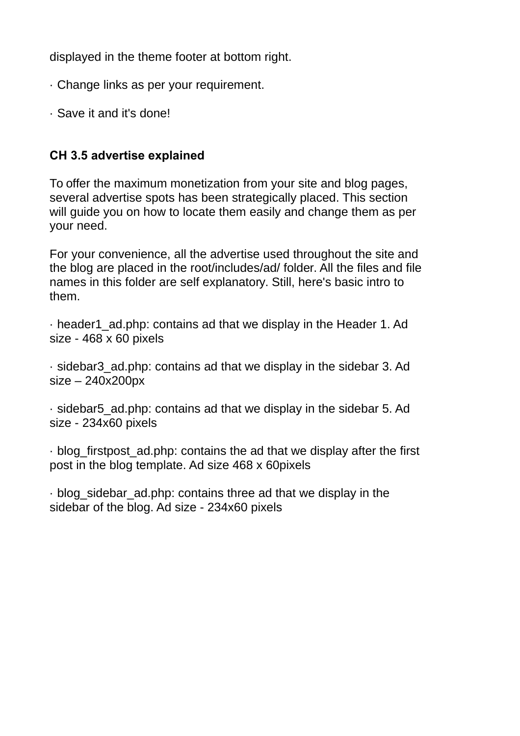displayed in the theme footer at bottom right.

· Change links as per your requirement.

· Save it and it's done!

### CH 3.5 advertise explained

To offer the maximum monetization from your site and blog pages, several advertise spots has been strategically placed. This section will guide you on how to locate them easily and change them as per your need.

For your convenience, all the advertise used throughout the site and the blog are placed in the root/includes/ad/ folder. All the files and file names in this folder are self explanatory. Still, here's basic intro to them.

· header1_ad.php: contains ad that we display in the Header 1. Ad size - 468 x 60 pixels

· sidebar3_ad.php: contains ad that we display in the sidebar 3. Ad size – 240x200px

· sidebar5_ad.php: contains ad that we display in the sidebar 5. Ad size - 234x60 pixels

· blog_firstpost_ad.php: contains the ad that we display after the first post in the blog template. Ad size 468 x 60pixels

· blog_sidebar_ad.php: contains three ad that we display in the sidebar of the blog. Ad size - 234x60 pixels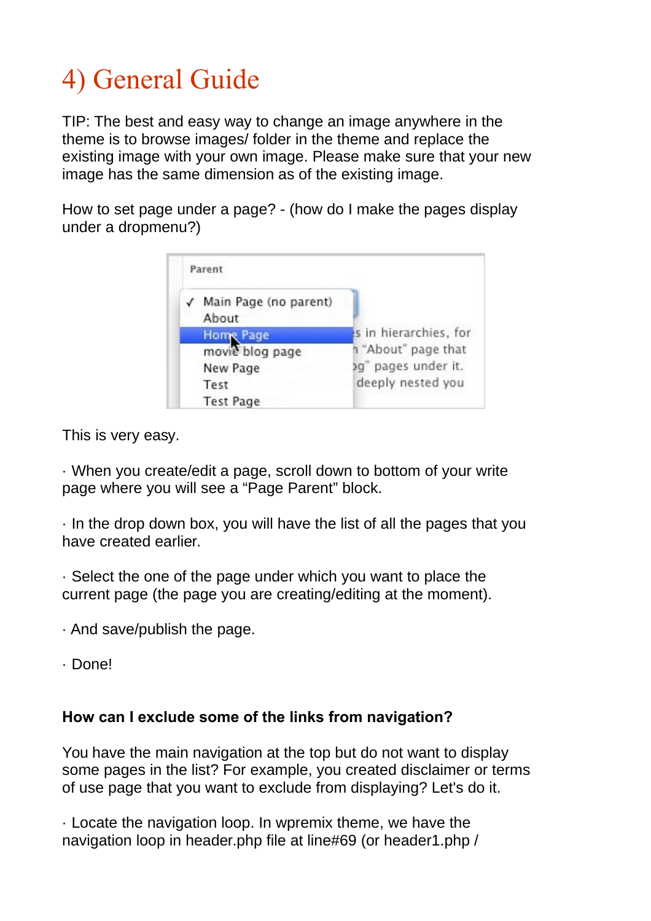# 4) General Guide

TIP: The best and easy way to change an image anywhere in the theme is to browse images/ folder in the theme and replace the existing image with your own image. Please make sure that your new image has the same dimension as of the existing image.

How to set page under a page? - (how do I make the pages display under a dropmenu?)

This is very easy.

· When you create/edit a page, scroll down to bottom of your write page where you will see a “Page Parent” block.

· In the drop down box, you will have the list of all the pages that you have created earlier.

· Select the one of the page under which you want to place the current page (the page you are creating/editing at the moment).

· And save/publish the page.

· Done!

**How can I exclude some of the links from navigation?**

You have the main navigation at the top but do not want to display some pages in the list? For example, you created disclaimer or terms of use page that you want to exclude from displaying? Let's do it.

· Locate the navigation loop. In wpremix theme, we have the navigation loop in header.php file at line#69 (or header1.php /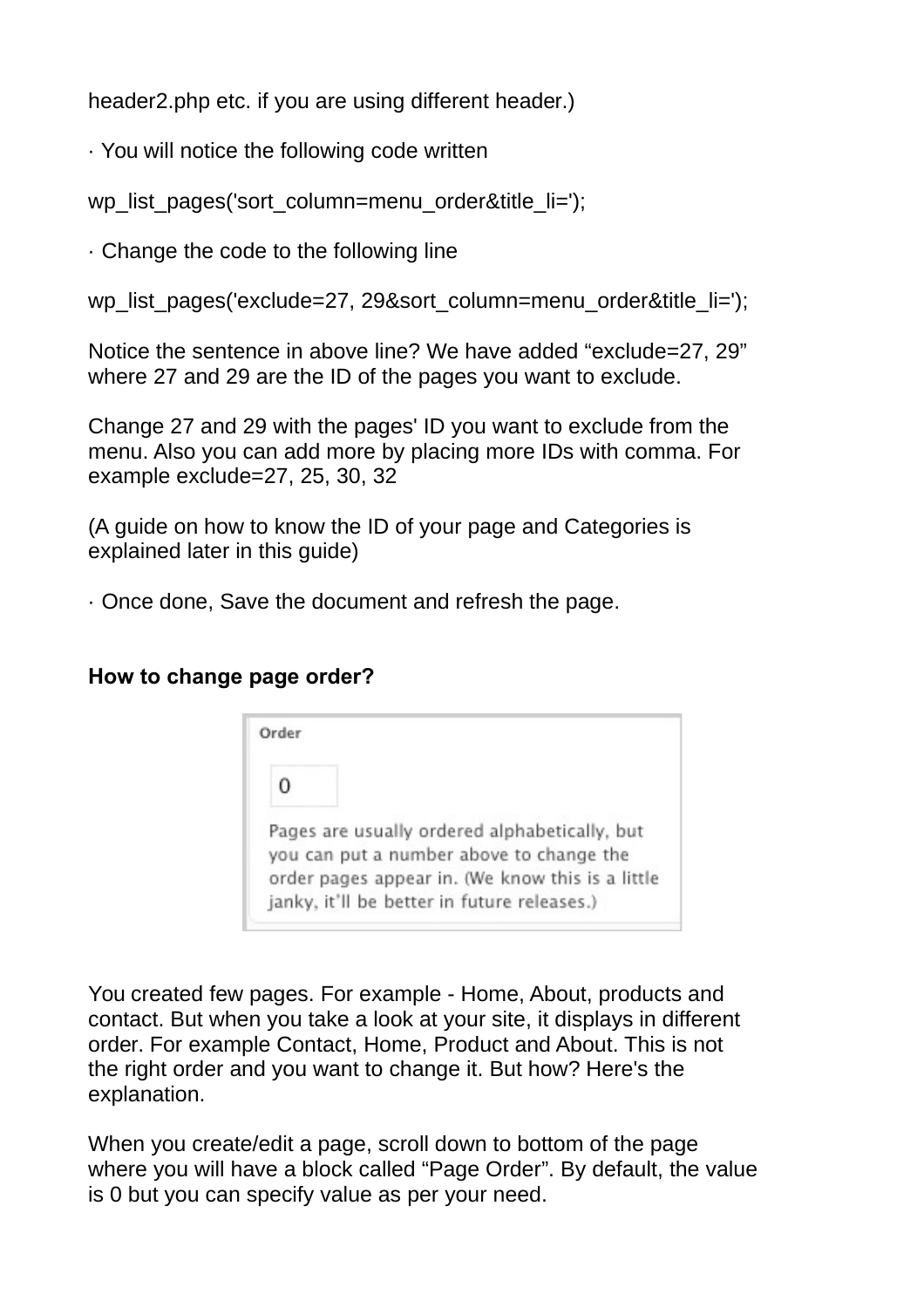header2.php etc. if you are using different header.)

· You will notice the following code written

```
wp_list_pages('sort_column=menu_order&title_li=');
```

· Change the code to the following line

```
wp_list_pages('exclude=27, 29&sort_column=menu_order&title_li=');
```

Notice the sentence in above line? We have added “exclude=27, 29” where 27 and 29 are the ID of the pages you want to exclude.

Change 27 and 29 with the pages' ID you want to exclude from the menu. Also you can add more by placing more IDs with comma. For example exclude=27, 25, 30, 32

(A guide on how to know the ID of your page and Categories is explained later in this guide)

· Once done, Save the document and refresh the page.

### How to change page order?

Order

0

Pages are usually ordered alphabetically, but you can put a number above to change the order pages appear in. (We know this is a little janky, it'll be better in future releases.)

You created few pages. For example - Home, About, products and contact. But when you take a look at your site, it displays in different order. For example Contact, Home, Product and About. This is not the right order and you want to change it. But how? Here's the explanation.

When you create/edit a page, scroll down to bottom of the page where you will have a block called “Page Order”. By default, the value is 0 but you can specify value as per your need.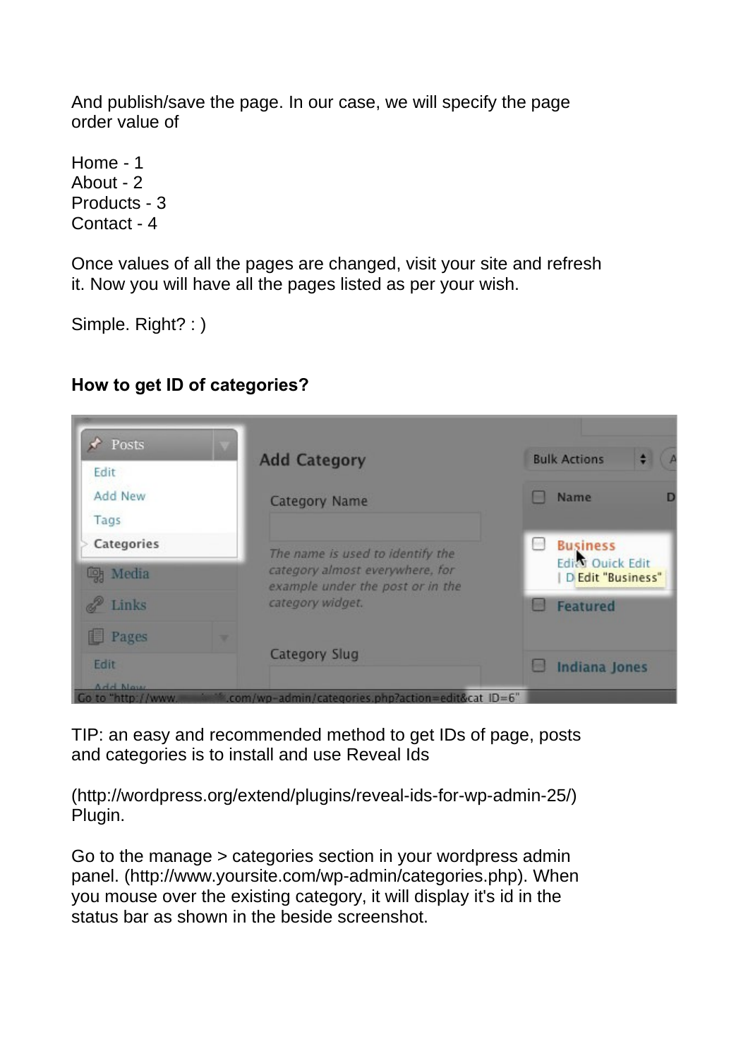And publish/save the page. In our case, we will specify the page order value of

Home - 1
About - 2
Products - 3
Contact - 4

Once values of all the pages are changed, visit your site and refresh it. Now you will have all the pages listed as per your wish.

Simple. Right? : )

**How to get ID of categories?**

TIP: an easy and recommended method to get IDs of page, posts and categories is to install and use Reveal Ids

(http://wordpress.org/extend/plugins/reveal-ids-for-wp-admin-25/) Plugin.

Go to the manage > categories section in your wordpress admin panel. (http://www.yoursite.com/wp-admin/categories.php). When you mouse over the existing category, it will display it's id in the status bar as shown in the beside screenshot.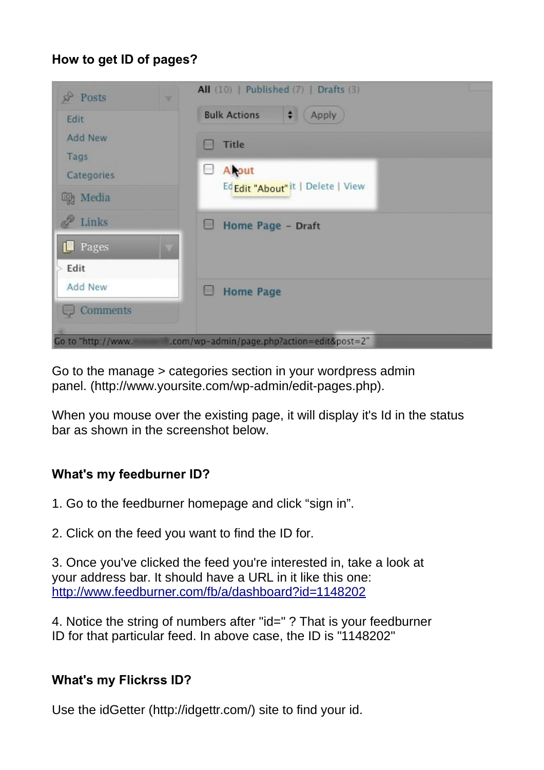**How to get ID of pages?**

Go to the manage > categories section in your wordpress admin panel. (http://www.yoursite.com/wp-admin/edit-pages.php).

When you mouse over the existing page, it will display it's Id in the status bar as shown in the screenshot below.

**What's my feedburner ID?**

1. Go to the feedburner homepage and click “sign in”.

2. Click on the feed you want to find the ID for.

3. Once you've clicked the feed you're interested in, take a look at your address bar. It should have a URL in it like this one: http://www.feedburner.com/fb/a/dashboard?id=1148202

4. Notice the string of numbers after "id=" ? That is your feedburner ID for that particular feed. In above case, the ID is "1148202"

**What's my Flickrss ID?**

Use the idGetter (http://idgettr.com/) site to find your id.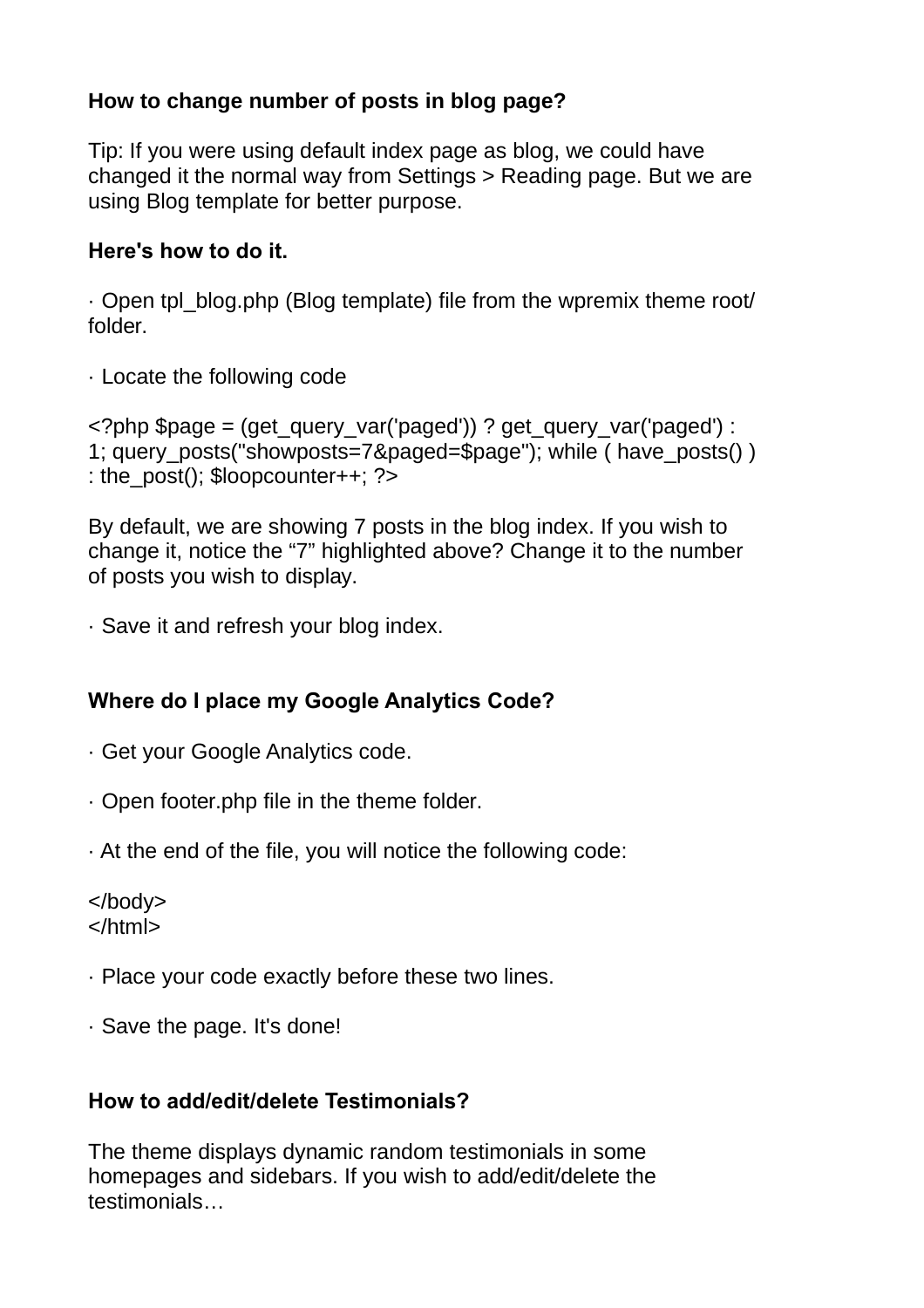**How to change number of posts in blog page?**

Tip: If you were using default index page as blog, we could have changed it the normal way from Settings > Reading page. But we are using Blog template for better purpose.

**Here's how to do it.**

· Open tpl_blog.php (Blog template) file from the wpremix theme root/ folder.

· Locate the following code

```
<?php $page = (get_query_var('paged')) ? get_query_var('paged') : 1; query_posts("showposts=7&paged=$page"); while ( have_posts() ) : the_post(); $loopcounter++; ?>
```

By default, we are showing 7 posts in the blog index. If you wish to change it, notice the “7” highlighted above? Change it to the number of posts you wish to display.

· Save it and refresh your blog index.

**Where do I place my Google Analytics Code?**

· Get your Google Analytics code.

· Open footer.php file in the theme folder.

· At the end of the file, you will notice the following code:

```
</body>
</html>
```

· Place your code exactly before these two lines.

· Save the page. It's done!

**How to add/edit/delete Testimonals?**

The theme displays dynamic random testimonials in some homepages and sidebars. If you wish to add/edit/delete the testimonials…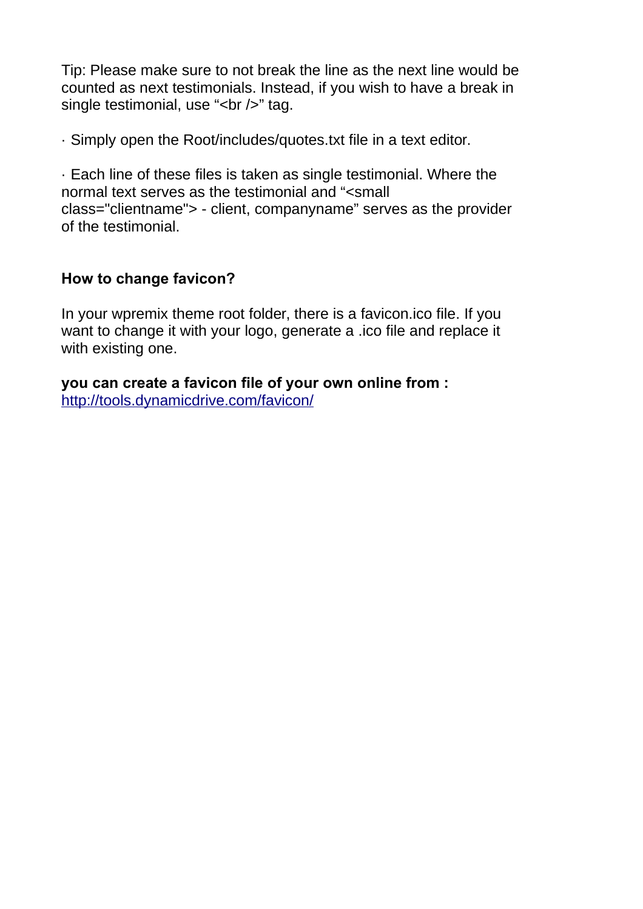Tip: Please make sure to not break the line as the next line would be counted as next testimonials. Instead, if you wish to have a break in single testimonial, use “<br />” tag.

· Simply open the Root/includes/quotes.txt file in a text editor.

· Each line of these files is taken as single testimonial. Where the normal text serves as the testimonial and “<small class="clientname"> - client, companyname” serves as the provider of the testimonial.

**How to change favicon?**

In your wpremix theme root folder, there is a favicon.ico file. If you want to change it with your logo, generate a .ico file and replace it with existing one.

**you can create a favicon file of your own online from :** [http://tools.dynamicdrive.com/favicon/](http://tools.dynamicdrive.com/favicon/)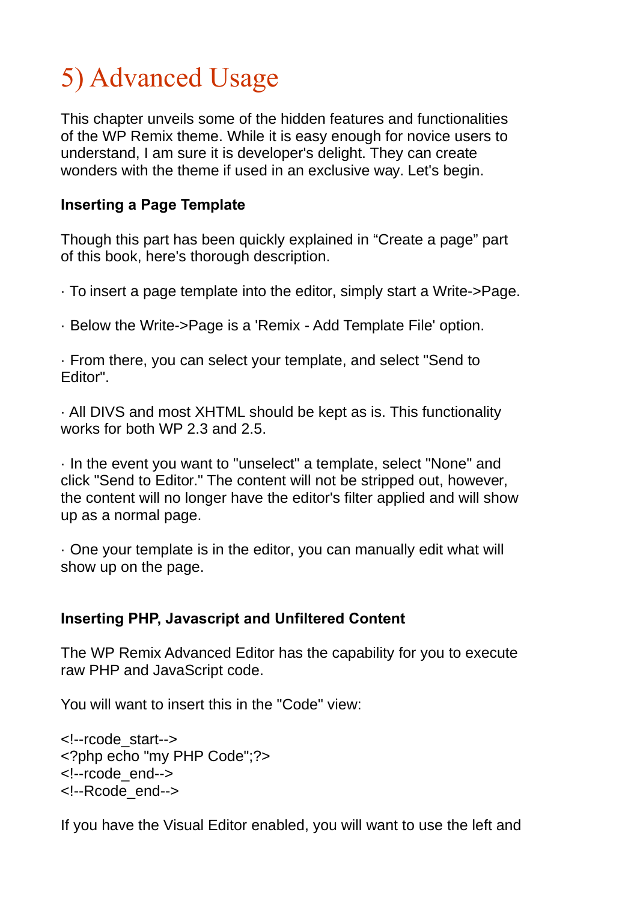# 5) Advanced Usage

This chapter unveils some of the hidden features and functionalities of the WP Remix theme. While it is easy enough for novice users to understand, I am sure it is developer's delight. They can create wonders with the theme if used in an exclusive way. Let's begin.

**Inserting a Page Template**

Though this part has been quickly explained in “Create a page” part of this book, here's thorough description.

· To insert a page template into the editor, simply start a Write->Page.

· Below the Write->Page is a 'Remix - Add Template File' option.

· From there, you can select your template, and select "Send to Editor".

· All DIVS and most XHTML should be kept as is. This functionality works for both WP 2.3 and 2.5.

· In the event you want to "unselect" a template, select "None" and click "Send to Editor." The content will not be stripped out, however, the content will no longer have the editor's filter applied and will show up as a normal page.

· One your template is in the editor, you can manually edit what will show up on the page.

**Inserting PHP, Javascript and Unfiltered Content**

The WP Remix Advanced Editor has the capability for you to execute raw PHP and JavaScript code.

You will want to insert this in the "Code" view:

```
<!--rcode_start-->
<?php echo "my PHP Code";?>
<!--rcode_end-->
<!--Rcode_end-->
```

If you have the Visual Editor enabled, you will want to use the left and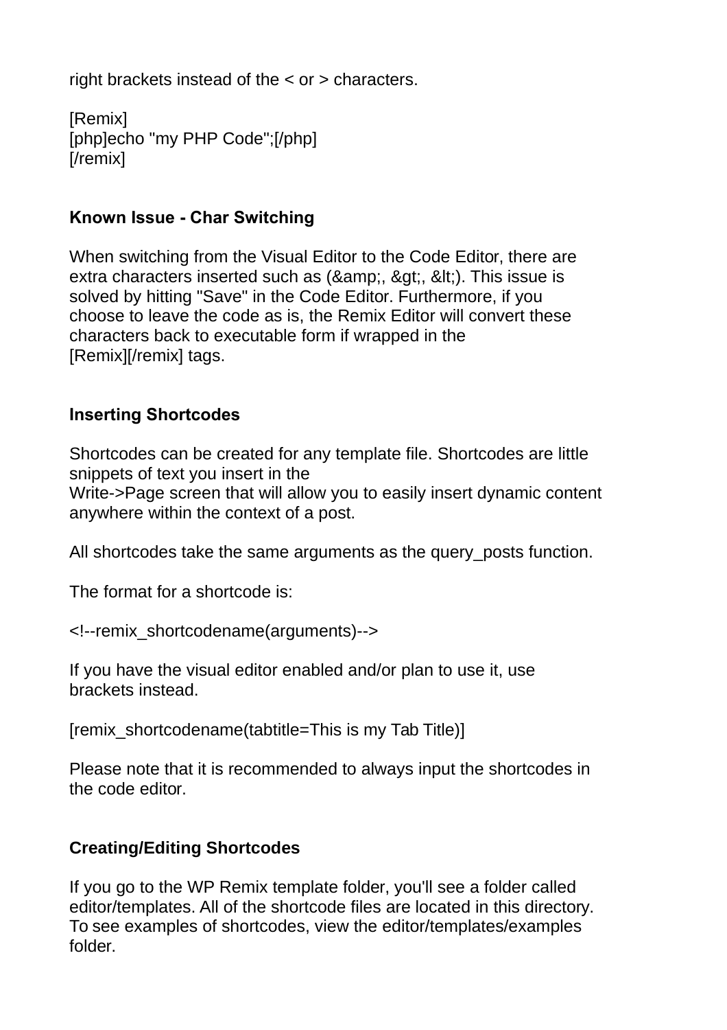right brackets instead of the < or > characters.

[Remix]
[php]echo "my PHP Code";[/php]
[/remix]

### Known Issue - Char Switching

When switching from the Visual Editor to the Code Editor, there are extra characters inserted such as (&amp;, &gt;, &lt;). This issue is solved by hitting "Save" in the Code Editor. Furthermore, if you choose to leave the code as is, the Remix Editor will convert these characters back to executable form if wrapped in the [Remix][/remix] tags.

### Inserting Shortcodes

Shortcodes can be created for any template file. Shortcodes are little snippets of text you insert in the Write->Page screen that will allow you to easily insert dynamic content anywhere within the context of a post.

All shortcodes take the same arguments as the query_posts function.

The format for a shortcode is:

<!--remix_shortcodename(arguments)-->

If you have the visual editor enabled and/or plan to use it, use brackets instead.

[remix_shortcodename(tabtitle=This is my Tab Title)]

Please note that it is recommended to always input the shortcodes in the code editor.

### Creating/Editing Shortcodes

If you go to the WP Remix template folder, you'll see a folder called editor/templates. All of the shortcode files are located in this directory. To see examples of shortcodes, view the editor/templates/examples folder.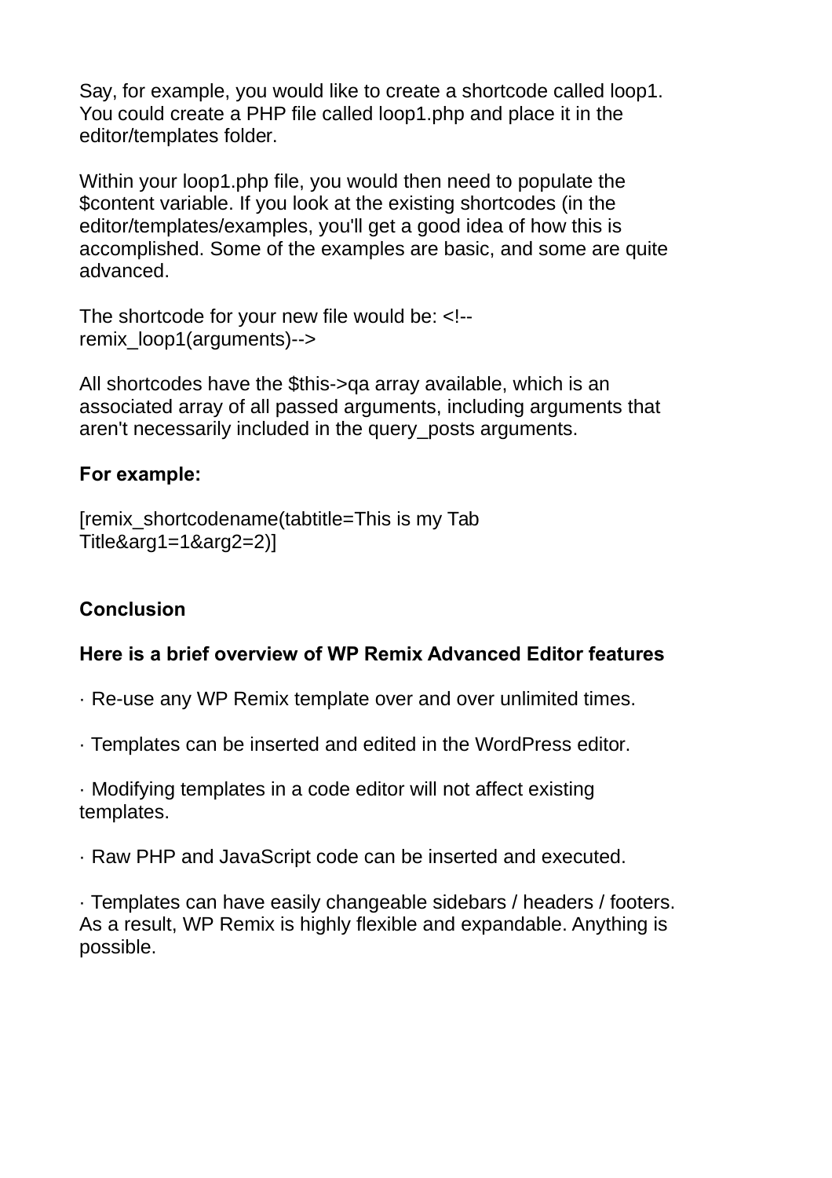Say, for example, you would like to create a shortcode called loop1. You could create a PHP file called loop1.php and place it in the editor/templates folder.

Within your loop1.php file, you would then need to populate the $content variable. If you look at the existing shortcodes (in the editor/templates/examples, you'll get a good idea of how this is accomplished. Some of the examples are basic, and some are quite advanced.

The shortcode for your new file would be: <!--remix_loop1(arguments)-->

All shortcodes have the $this->qa array available, which is an associated array of all passed arguments, including arguments that aren't necessarily included in the query_posts arguments.

**For example:**

[remix_shortcodename(tabtitle=This is my Tab Title&arg1=1&arg2=2)]

**Conclusion**

**Here is a brief overview of WP Remix Advanced Editor features**

· Re-use any WP Remix template over and over unlimited times.

· Templates can be inserted and edited in the WordPress editor.

· Modifying templates in a code editor will not affect existing templates.

· Raw PHP and JavaScript code can be inserted and executed.

· Templates can have easily changeable sidebars / headers / footers. As a result, WP Remix is highly flexible and expandable. Anything is possible.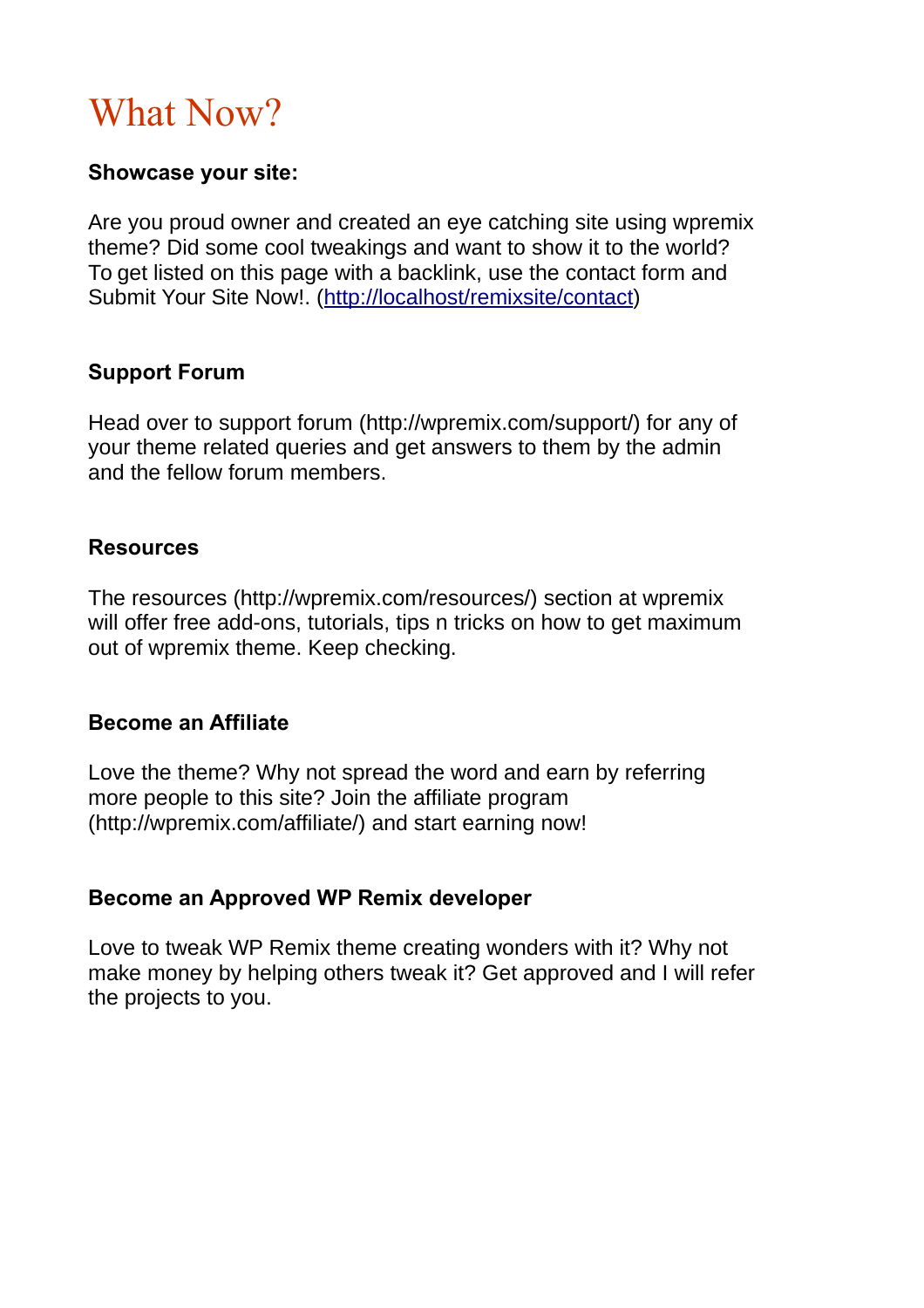# What Now?

**Showcase your site:**

Are you proud owner and created an eye catching site using wpremix theme? Did some cool tweakings and want to show it to the world? To get listed on this page with a backlink, use the contact form and Submit Your Site Now!. ([http://localhost/remixsite/contact](http://localhost/remixsite/contact))

**Support Forum**

Head over to support forum (http://wpremix.com/support/) for any of your theme related queries and get answers to them by the admin and the fellow forum members.

**Resources**

The resources (http://wpremix.com/resources/) section at wpremix will offer free add-ons, tutorials, tips n tricks on how to get maximum out of wpremix theme. Keep checking.

**Become an Affiliate**

Love the theme? Why not spread the word and earn by referring more people to this site? Join the affiliate program (http://wpremix.com/affiliate/) and start earning now!

**Become an Approved WP Remix developer**

Love to tweak WP Remix theme creating wonders with it? Why not make money by helping others tweak it? Get approved and I will refer the projects to you.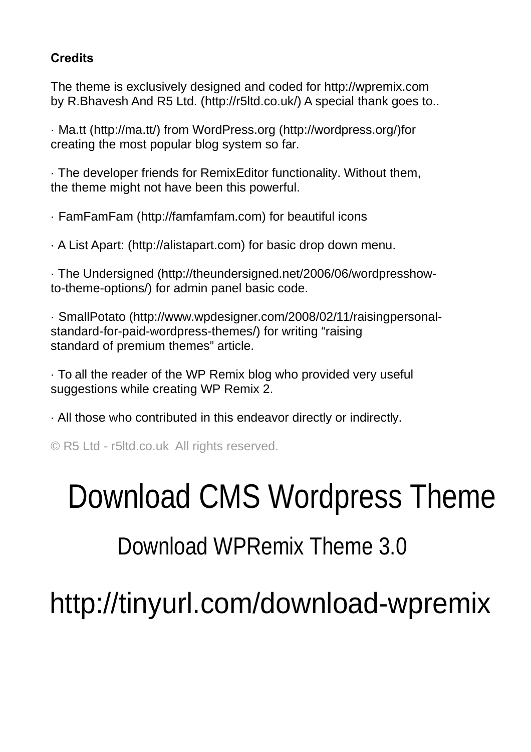**Credits**

The theme is exclusively designed and coded for http://wpremix.com by R.Bhavesh And R5 Ltd. (http://r5ltd.co.uk/) A special thank goes to..

· Ma.tt (http://ma.tt/) from WordPress.org (http://wordpress.org/)for creating the most popular blog system so far.

· The developer friends for RemixEditor functionality. Without them, the theme might not have been this powerful.

· FamFamFam (http://famfamfam.com) for beautiful icons

· A List Apart: (http://alistapart.com) for basic drop down menu.

· The Undersigned (http://theundersigned.net/2006/06/wordpresshow-to-theme-options/) for admin panel basic code.

· SmallPotato (http://www.wpdesigner.com/2008/02/11/raisingpersonal-standard-for-paid-wordpress-themes/) for writing "raising standard of premium themes" article.

· To all the reader of the WP Remix blog who provided very useful suggestions while creating WP Remix 2.

· All those who contributed in this endeavor directly or indirectly.

© R5 Ltd - r5ltd.co.uk All rights reserved.

# Download CMS Wordpress Theme

## Download WPRemix Theme 3.0

# http://tinyurl.com/download-wpremix